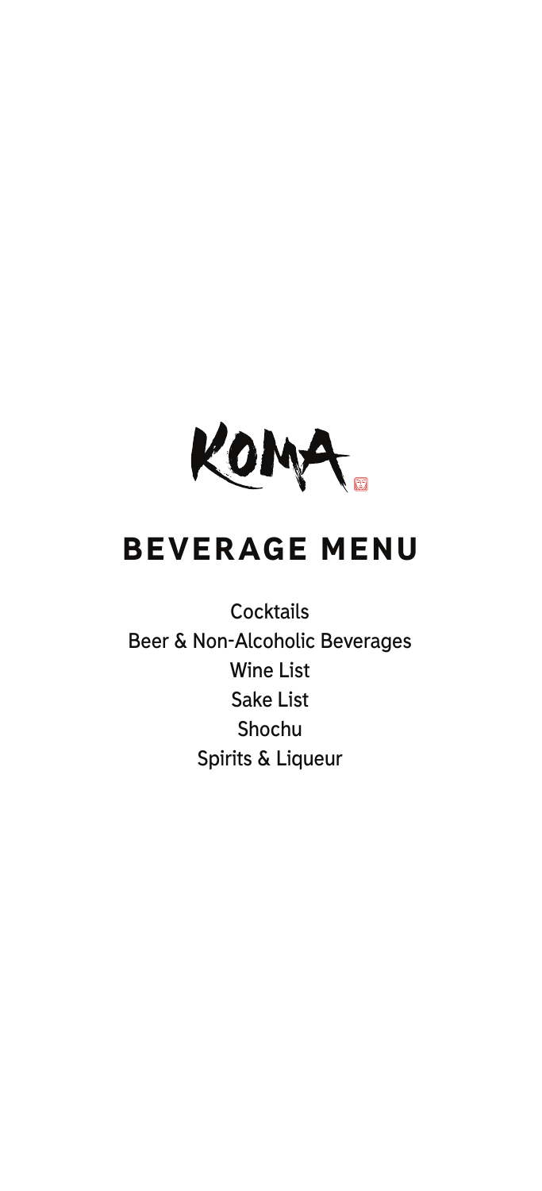# KOMA

## BEVERAGE MENU

Cocktails

Beer & Non-Alcoholic Beverages

Wine List

Sake List

Shochu

Spirits & Liqueur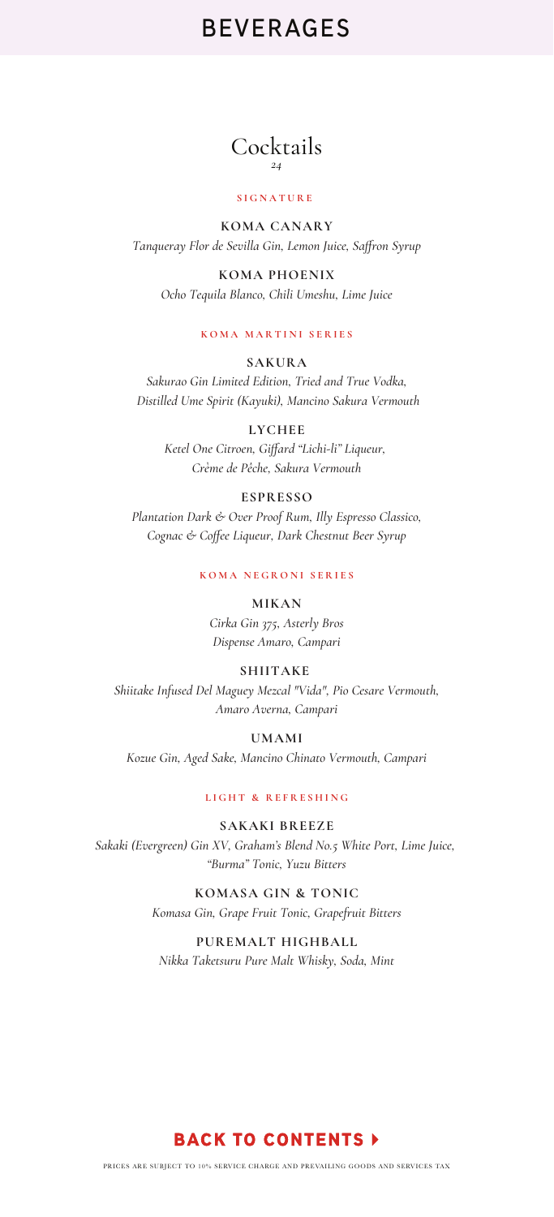# BEVERAGES

## Cocktails

*24*

### SIGNATURE

**KOMA CANARY**
*Tanqueray Flor de Sevilla Gin, Lemon Juice, Saffron Syrup*

**KOMA PHOENIX**
*Ocho Tequila Blanco, Chili Umeshu, Lime Juice*

### KOMA MARTINI SERIES

**SAKURA**
*Sakurao Gin Limited Edition, Tried and True Vodka, Distilled Ume Spirit (Kayuki), Mancino Sakura Vermouth*

**LYCHEE**
*Ketel One Citroen, Giffard "Lichi-li" Liqueur, Crème de Pêche, Sakura Vermouth*

**ESPRESSO**
*Plantation Dark & Over Proof Rum, Illy Espresso Classico, Cognac & Coffee Liqueur, Dark Chestnut Beer Syrup*

### KOMA NEGRONI SERIES

**MIKAN**
*Cirka Gin 375, Asterly Bros Dispense Amaro, Campari*

**SHIITAKE**
*Shiitake Infused Del Maguey Mezcal "Vida", Pio Cesare Vermouth, Amaro Averna, Campari*

**UMAMI**
*Kozue Gin, Aged Sake, Mancino Chinato Vermouth, Campari*

### LIGHT & REFRESHING

**SAKAKI BREEZE**
*Sakaki (Evergreen) Gin XV, Graham's Blend No.5 White Port, Lime Juice, "Burma" Tonic, Yuzu Bitters*

**KOMASA GIN & TONIC**
*Komasa Gin, Grape Fruit Tonic, Grapefruit Bitters*

**PUREMALT HIGHBALL**
*Nikka Taketsuru Pure Malt Whisky, Soda, Mint*

BACK TO CONTENTS ▸

PRICES ARE SUBJECT TO 10% SERVICE CHARGE AND PREVAILING GOODS AND SERVICES TAX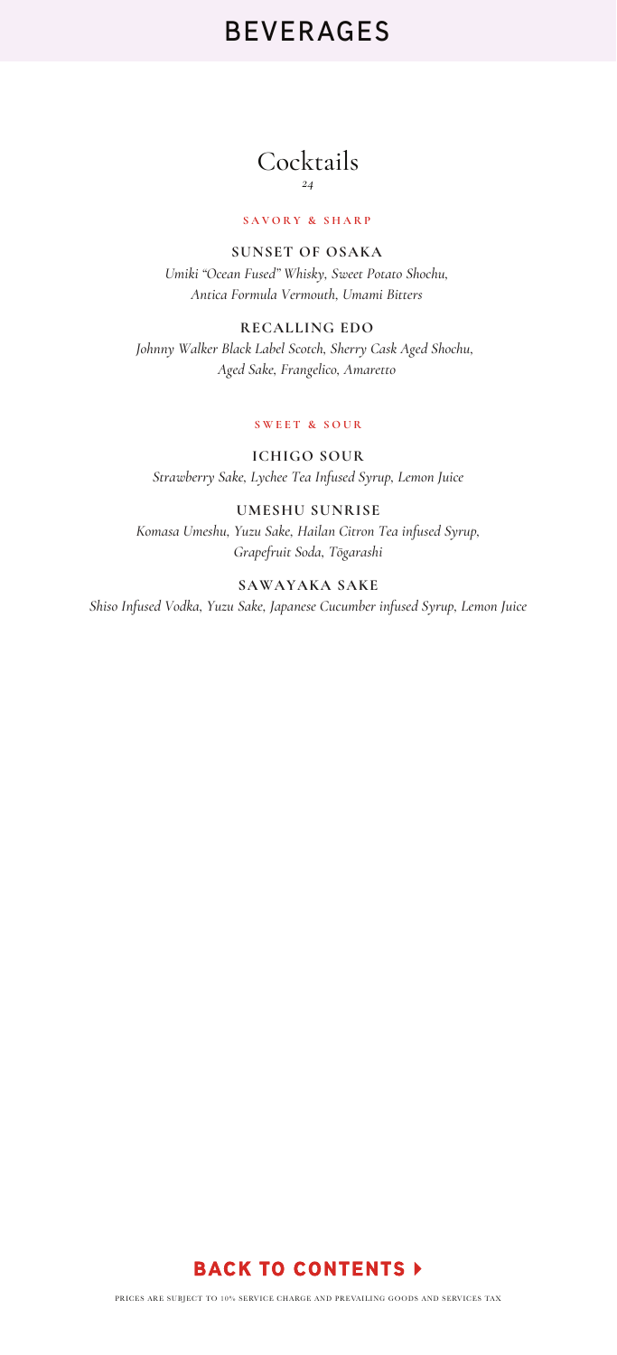# BEVERAGES

## Cocktails

*24*

### SAVORY & SHARP

**SUNSET OF OSAKA**

*Umiki "Ocean Fused" Whisky, Sweet Potato Shochu, Antica Formula Vermouth, Umami Bitters*

**RECALLING EDO**

*Johnny Walker Black Label Scotch, Sherry Cask Aged Shochu, Aged Sake, Frangelico, Amaretto*

### SWEET & SOUR

**ICHIGO SOUR**

*Strawberry Sake, Lychee Tea Infused Syrup, Lemon Juice*

**UMESHU SUNRISE**

*Komasa Umeshu, Yuzu Sake, Hailan Citron Tea infused Syrup, Grapefruit Soda, Tōgarashi*

**SAWAYAKA SAKE**

*Shiso Infused Vodka, Yuzu Sake, Japanese Cucumber infused Syrup, Lemon Juice*

**BACK TO CONTENTS ▸**

PRICES ARE SUBJECT TO 10% SERVICE CHARGE AND PREVAILING GOODS AND SERVICES TAX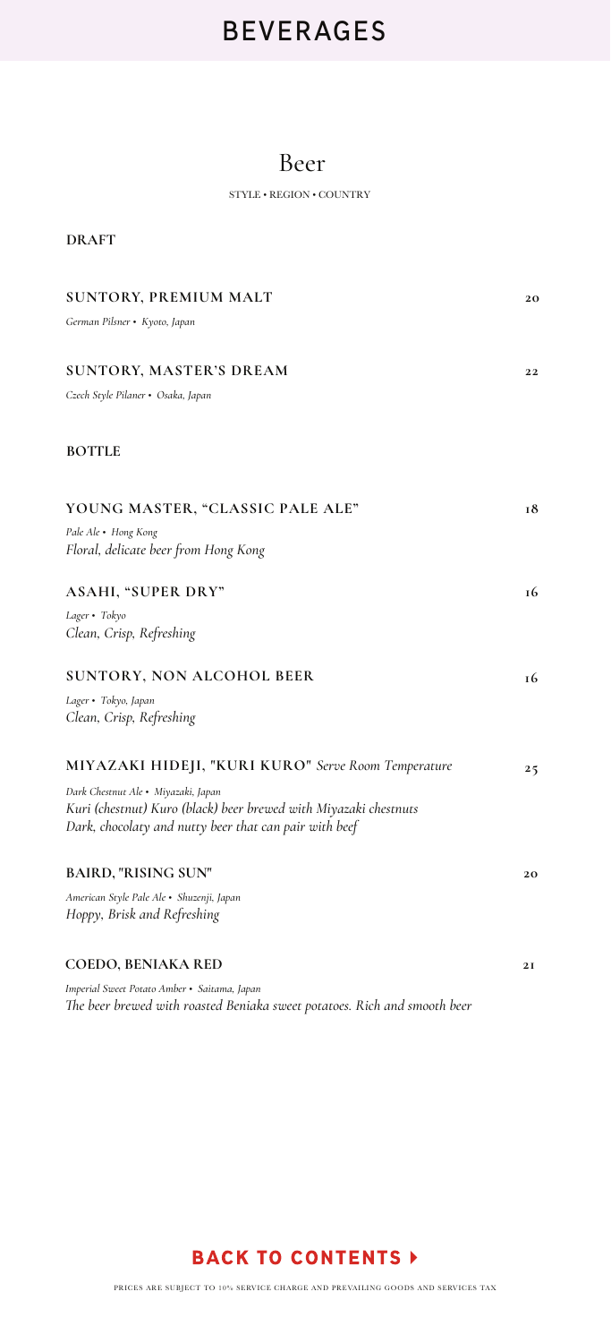# BEVERAGES

## Beer

STYLE • REGION • COUNTRY

### DRAFT

**SUNTORY, PREMIUM MALT** — **20**

*German Pilsner • Kyoto, Japan*

**SUNTORY, MASTER'S DREAM** — **22**

*Czech Style Pilaner • Osaka, Japan*

### BOTTLE

**YOUNG MASTER, "CLASSIC PALE ALE"** — **18**

*Pale Ale • Hong Kong*
*Floral, delicate beer from Hong Kong*

**ASAHI, "SUPER DRY"** — **16**

*Lager • Tokyo*
*Clean, Crisp, Refreshing*

**SUNTORY, NON ALCOHOL BEER** — **16**

*Lager • Tokyo, Japan*
*Clean, Crisp, Refreshing*

**MIYAZAKI HIDEJI, "KURI KURO"** *Serve Room Temperature* — **25**

*Dark Chestnut Ale • Miyazaki, Japan*
*Kuri (chestnut) Kuro (black) beer brewed with Miyazaki chestnuts*
*Dark, chocolaty and nutty beer that can pair with beef*

**BAIRD, "RISING SUN"** — **20**

*American Style Pale Ale • Shuzenji, Japan*
*Hoppy, Brisk and Refreshing*

**COEDO, BENIAKA RED** — **21**

*Imperial Sweet Potato Amber • Saitama, Japan*
*The beer brewed with roasted Beniaka sweet potatoes. Rich and smooth beer*

**BACK TO CONTENTS ▸**

PRICES ARE SUBJECT TO 10% SERVICE CHARGE AND PREVAILING GOODS AND SERVICES TAX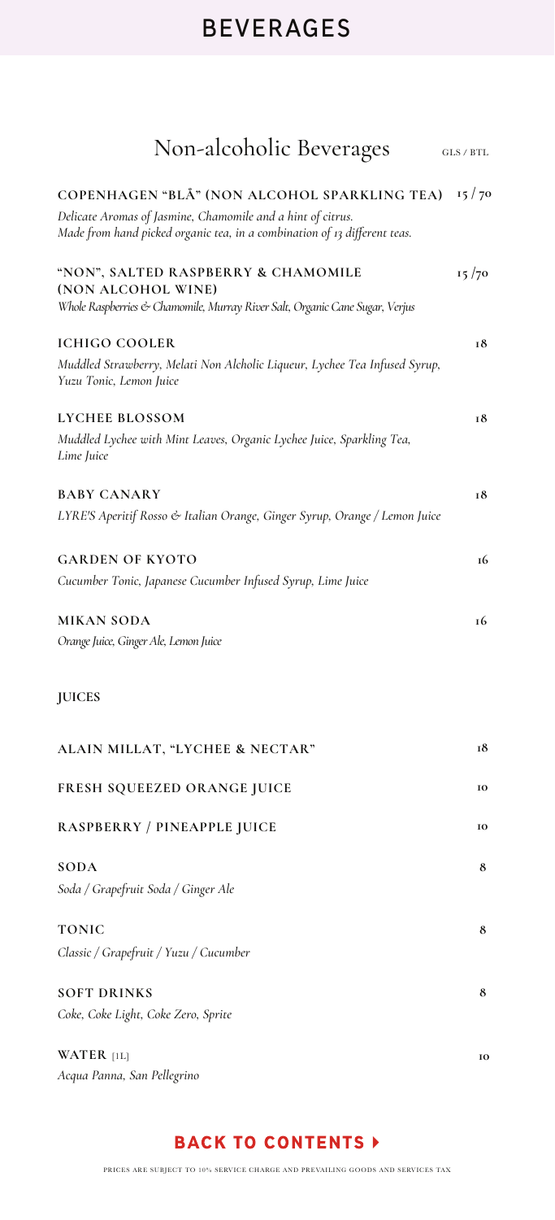# BEVERAGES

## Non-alcoholic Beverages

GLS / BTL

**COPENHAGEN "BLÅ" (NON ALCOHOL SPARKLING TEA)** 15 / 70

*Delicate Aromas of Jasmine, Chamomile and a hint of citrus.*
*Made from hand picked organic tea, in a combination of 13 different teas.*

**"NON", SALTED RASPBERRY & CHAMOMILE (NON ALCOHOL WINE)** 15 /70

*Whole Raspberries & Chamomile, Murray River Salt, Organic Cane Sugar, Verjus*

**ICHIGO COOLER** 18

*Muddled Strawberry, Melati Non Alcholic Liqueur, Lychee Tea Infused Syrup, Yuzu Tonic, Lemon Juice*

**LYCHEE BLOSSOM** 18

*Muddled Lychee with Mint Leaves, Organic Lychee Juice, Sparkling Tea, Lime Juice*

**BABY CANARY** 18

*LYRE'S Aperitif Rosso & Italian Orange, Ginger Syrup, Orange / Lemon Juice*

**GARDEN OF KYOTO** 16

*Cucumber Tonic, Japanese Cucumber Infused Syrup, Lime Juice*

**MIKAN SODA** 16

*Orange Juice, Ginger Ale, Lemon Juice*

### JUICES

**ALAIN MILLAT, "LYCHEE & NECTAR"** 18

**FRESH SQUEEZED ORANGE JUICE** 10

**RASPBERRY / PINEAPPLE JUICE** 10

**SODA** 8

*Soda / Grapefruit Soda / Ginger Ale*

**TONIC** 8

*Classic / Grapefruit / Yuzu / Cucumber*

**SOFT DRINKS** 8

*Coke, Coke Light, Coke Zero, Sprite*

**WATER** [1L] 10

*Acqua Panna, San Pellegrino*

**BACK TO CONTENTS ▸**

PRICES ARE SUBJECT TO 10% SERVICE CHARGE AND PREVAILING GOODS AND SERVICES TAX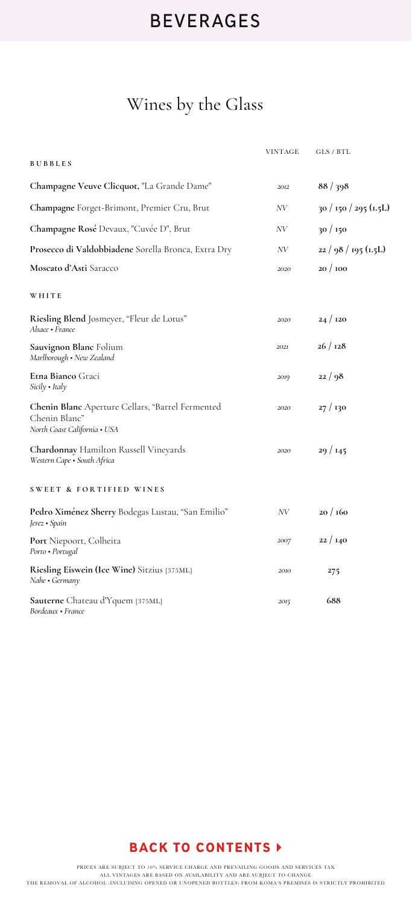# BEVERAGES

## Wines by the Glass

| | VINTAGE | GLS / BTL |
|---|---|---|
| **BUBBLES** | | |
| **Champagne Veuve Clicquot**, "La Grande Dame" | *2012* | **88 / 398** |
| **Champagne** Forget-Brimont, Premier Cru, Brut | *NV* | **30 / 150 / 295 (1.5L)** |
| **Champagne Rosé** Devaux, "Cuvée D", Brut | *NV* | **30 / 150** |
| **Prosecco di Valdobbiadene** Sorella Bronca, Extra Dry | *NV* | **22 / 98 / 195 (1.5L)** |
| **Moscato d'Asti** Saracco | *2020* | **20 / 100** |
| **WHITE** | | |
| **Riesling Blend** Josmeyer, "Fleur de Lotus"<br>*Alsace • France* | *2020* | **24 / 120** |
| **Sauvignon Blanc** Folium<br>*Marlborough • New Zealand* | *2021* | **26 / 128** |
| **Etna Bianco** Graci<br>*Sicily • Italy* | *2019* | **22 / 98** |
| **Chenin Blanc** Aperture Cellars, "Barrel Fermented Chenin Blanc"<br>*North Coast California • USA* | *2020* | **27 / 130** |
| **Chardonnay** Hamilton Russell Vineyards<br>*Western Cape • South Africa* | *2020* | **29 / 145** |
| **SWEET & FORTIFIED WINES** | | |
| **Pedro Ximénez Sherry** Bodegas Lustau, "San Emilio"<br>*Jerez • Spain* | *NV* | **20 / 160** |
| **Port** Niepoort, Colheita<br>*Porto • Portugal* | *2007* | **22 / 140** |
| **Riesling Eiswein (Ice Wine)** Sitzius [375ML]<br>*Nahe • Germany* | *2010* | **275** |
| **Sauterne** Chateau d'Yquem [375ML]<br>*Bordeaux • France* | *2015* | **688** |

**BACK TO CONTENTS ▸**

PRICES ARE SUBJECT TO 10% SERVICE CHARGE AND PREVAILING GOODS AND SERVICES TAX
ALL VINTAGES ARE BASED ON AVAILABILITY AND ARE SUBJECT TO CHANGE
THE REMOVAL OF ALCOHOL (INCLUDING OPENED OR UNOPENED BOTTLES) FROM KOMA'S PREMISES IS STRICTLY PROHIBITED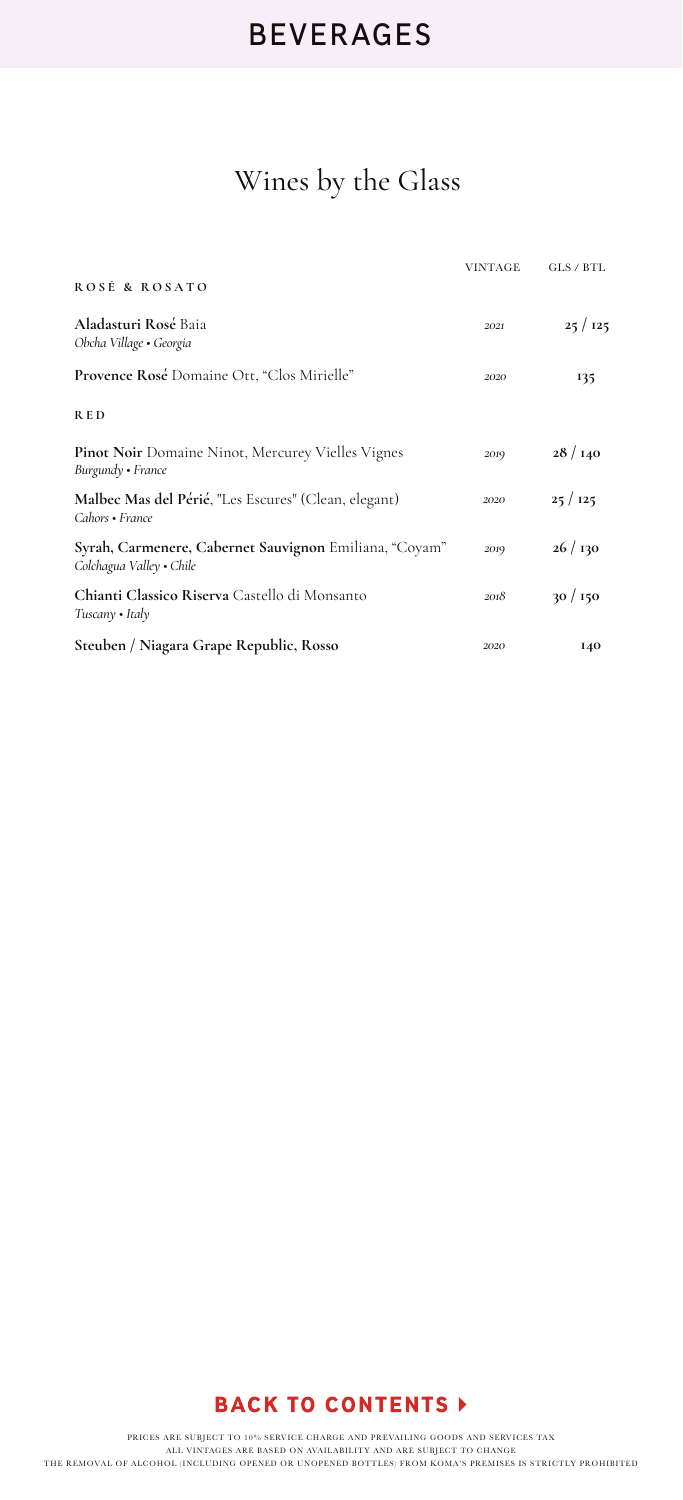# BEVERAGES

## Wines by the Glass

| | VINTAGE | GLS / BTL |
|---|---|---|
| **ROSÉ & ROSATO** | | |
| **Aladasturi Rosé** Baia<br>*Obcha Village • Georgia* | *2021* | **25 / 125** |
| **Provence Rosé** Domaine Ott, "Clos Mirielle" | *2020* | **135** |
| **RED** | | |
| **Pinot Noir** Domaine Ninot, Mercurey Vielles Vignes<br>*Burgundy • France* | *2019* | **28 / 140** |
| **Malbec Mas del Périé**, "Les Escures" (Clean, elegant)<br>*Cahors • France* | *2020* | **25 / 125** |
| **Syrah, Carmenere, Cabernet Sauvignon** Emiliana, "Coyam"<br>*Colchagua Valley • Chile* | *2019* | **26 / 130** |
| **Chianti Classico Riserva** Castello di Monsanto<br>*Tuscany • Italy* | *2018* | **30 / 150** |
| **Steuben / Niagara Grape Republic, Rosso** | *2020* | **140** |

**BACK TO CONTENTS ▸**

PRICES ARE SUBJECT TO 10% SERVICE CHARGE AND PREVAILING GOODS AND SERVICES TAX
ALL VINTAGES ARE BASED ON AVAILABILITY AND ARE SUBJECT TO CHANGE
THE REMOVAL OF ALCOHOL (INCLUDING OPENED OR UNOPENED BOTTLES) FROM KOMA'S PREMISES IS STRICTLY PROHIBITED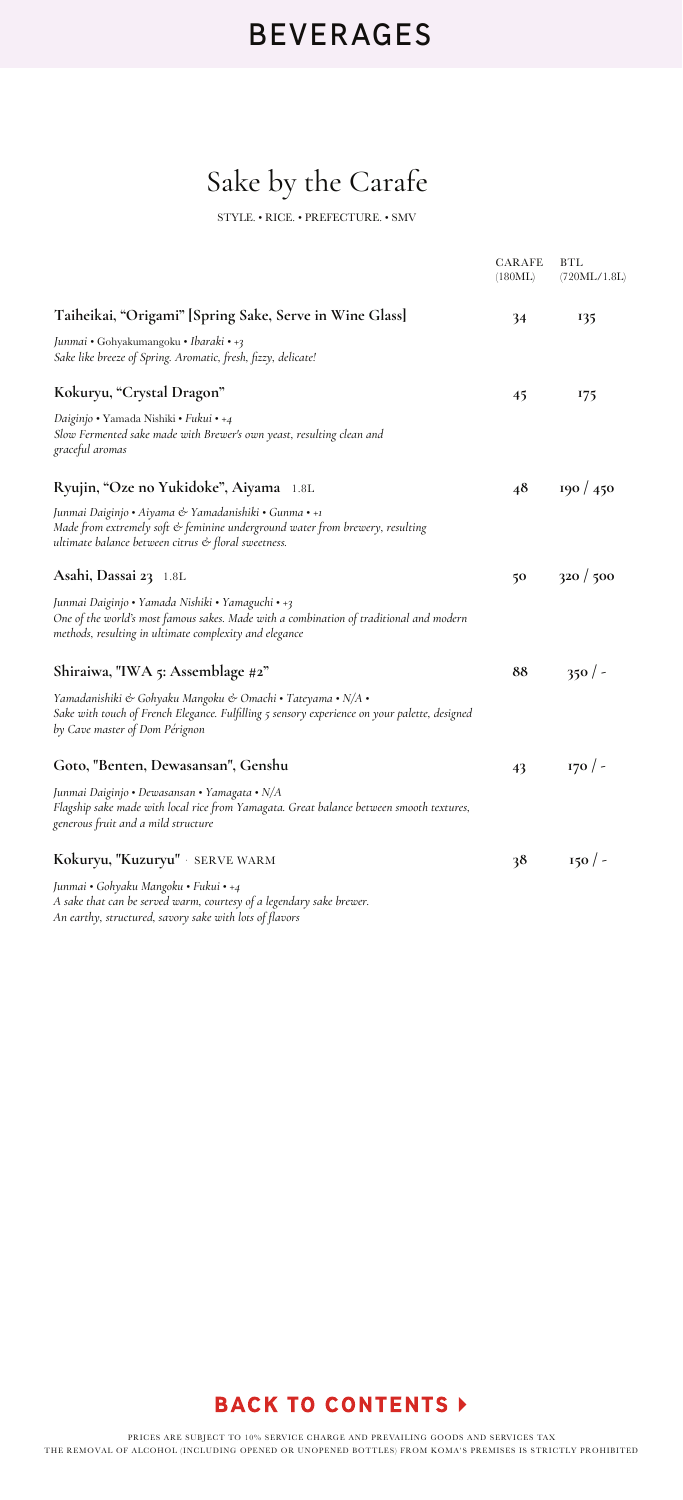# BEVERAGES

## Sake by the Carafe

STYLE. • RICE. • PREFECTURE. • SMV

| | CARAFE (180ML) | BTL (720ML/1.8L) |
|---|---|---|
| **Taiheikai, "Origami" [Spring Sake, Serve in Wine Glass]**<br>*Junmai* • Gohyakumangoku • *Ibaraki* • *+3*<br>*Sake like breeze of Spring. Aromatic, fresh, fizzy, delicate!* | 34 | 135 |
| **Kokuryu, "Crystal Dragon"**<br>*Daiginjo* • Yamada Nishiki • *Fukui* • *+4*<br>*Slow Fermented sake made with Brewer's own yeast, resulting clean and graceful aromas* | 45 | 175 |
| **Ryujin, "Oze no Yukidoke", Aiyama** 1.8L<br>*Junmai Daiginjo • Aiyama & Yamadanishiki • Gunma • +1*<br>*Made from extremely soft & feminine underground water from brewery, resulting ultimate balance between citrus & floral sweetness.* | 48 | 190 / 450 |
| **Asahi, Dassai 23** 1.8L<br>*Junmai Daiginjo • Yamada Nishiki • Yamaguchi • +3*<br>*One of the world's most famous sakes. Made with a combination of traditional and modern methods, resulting in ultimate complexity and elegance* | 50 | 320 / 500 |
| **Shiraiwa, "IWA 5: Assemblage #2"**<br>*Yamadanishiki & Gohyaku Mangoku & Omachi • Tateyama • N/A •*<br>*Sake with touch of French Elegance. Fulfilling 5 sensory experience on your palette, designed by Cave master of Dom Pérignon* | 88 | 350 / - |
| **Goto, "Benten, Dewasansan", Genshu**<br>*Junmai Daiginjo • Dewasansan • Yamagata • N/A*<br>*Flagship sake made with local rice from Yamagata. Great balance between smooth textures, generous fruit and a mild structure* | 43 | 170 / - |
| **Kokuryu, "Kuzuryu"** SERVE WARM<br>*Junmai • Gohyaku Mangoku • Fukui • +4*<br>*A sake that can be served warm, courtesy of a legendary sake brewer.*<br>*An earthy, structured, savory sake with lots of flavors* | 38 | 150 / - |

**BACK TO CONTENTS ▸**

PRICES ARE SUBJECT TO 10% SERVICE CHARGE AND PREVAILING GOODS AND SERVICES TAX
THE REMOVAL OF ALCOHOL (INCLUDING OPENED OR UNOPENED BOTTLES) FROM KOMA'S PREMISES IS STRICTLY PROHIBITED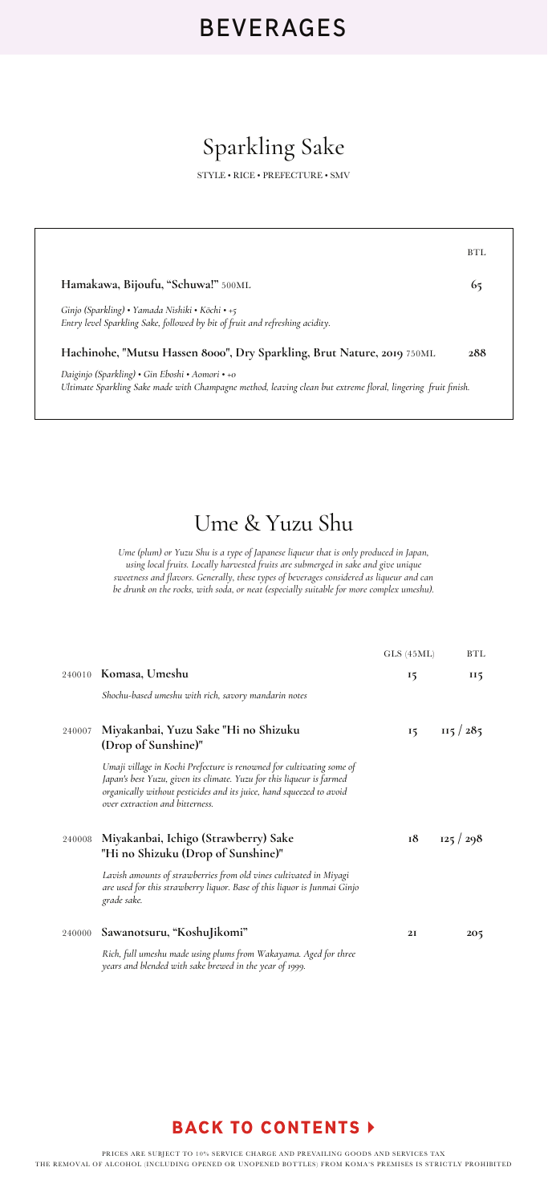# BEVERAGES

## Sparkling Sake

STYLE • RICE • PREFECTURE • SMV

| | BTL |
|---|---|
| **Hamakawa, Bijoufu, "Schuwa!"** 500ML | 65 |
| *Ginjo (Sparkling) • Yamada Nishiki • Kōchi • +5*<br>*Entry level Sparkling Sake, followed by bit of fruit and refreshing acidity.* | |
| **Hachinohe, "Mutsu Hassen 8000", Dry Sparkling, Brut Nature, 2019** 750ML | 288 |
| *Daiginjo (Sparkling) • Gin Eboshi • Aomori • +0*<br>*Ultimate Sparkling Sake made with Champagne method, leaving clean but extreme floral, lingering fruit finish.* | |

## Ume & Yuzu Shu

*Ume (plum) or Yuzu Shu is a type of Japanese liqueur that is only produced in Japan, using local fruits. Locally harvested fruits are submerged in sake and give unique sweetness and flavors. Generally, these types of beverages considered as liqueur and can be drunk on the rocks, with soda, or neat (especially suitable for more complex umeshu).*

| | | GLS (45ML) | BTL |
|---|---|---|---|
| 240010 | **Komasa, Umeshu**<br>*Shochu-based umeshu with rich, savory mandarin notes* | 15 | 115 |
| 240007 | **Miyakanbai, Yuzu Sake "Hi no Shizuku (Drop of Sunshine)"**<br>*Umaji village in Kochi Prefecture is renowned for cultivating some of Japan's best Yuzu, given its climate. Yuzu for this liqueur is farmed organically without pesticides and its juice, hand squeezed to avoid over extraction and bitterness.* | 15 | 115 / 285 |
| 240008 | **Miyakanbai, Ichigo (Strawberry) Sake "Hi no Shizuku (Drop of Sunshine)"**<br>*Lavish amounts of strawberries from old vines cultivated in Miyagi are used for this strawberry liquor. Base of this liquor is Junmai Ginjo grade sake.* | 18 | 125 / 298 |
| 240000 | **Sawanotsuru, "KoshuJikomi"**<br>*Rich, full umeshu made using plums from Wakayama. Aged for three years and blended with sake brewed in the year of 1999.* | 21 | 205 |

**BACK TO CONTENTS ▸**

PRICES ARE SUBJECT TO 10% SERVICE CHARGE AND PREVAILING GOODS AND SERVICES TAX
THE REMOVAL OF ALCOHOL (INCLUDING OPENED OR UNOPENED BOTTLES) FROM KOMA'S PREMISES IS STRICTLY PROHIBITED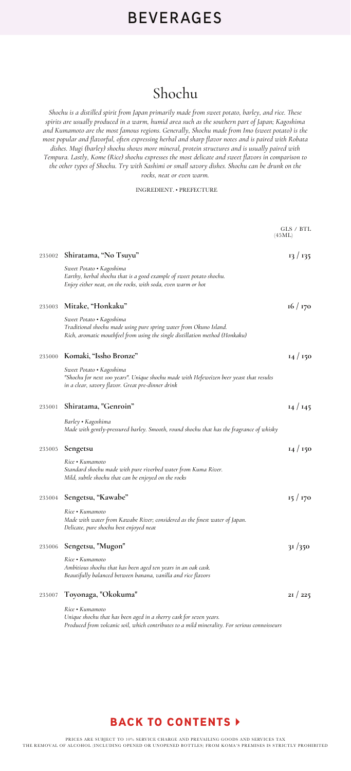# BEVERAGES

## Shochu

*Shochu is a distilled spirit from Japan primarily made from sweet potato, barley, and rice. These spirits are usually produced in a warm, humid area such as the southern part of Japan; Kagoshima and Kumamoto are the most famous regions. Generally, Shochu made from Imo (sweet potato) is the most popular and flavorful, often expressing herbal and sharp flavor notes and is paired with Robata dishes. Mugi (barley) shochu shows more mineral, protein structures and is usually paired with Tempura. Lastly, Kome (Rice) shochu expresses the most delicate and sweet flavors in comparison to the other types of Shochu. Try with Sashimi or small savory dishes. Shochu can be drunk on the rocks, neat or even warm.*

INGREDIENT. • PREFECTURE

GLS / BTL (45ML)

235002 **Shiratama, "No Tsuyu"** — **13 / 135**

*Sweet Potato • Kagoshima*
*Earthy, herbal shochu that is a good example of sweet potato shochu.*
*Enjoy either neat, on the rocks, with soda, even warm or hot*

235003 **Mitake, "Honkaku"** — **16 / 170**

*Sweet Potato • Kagoshima*
*Traditional shochu made using pure spring water from Okuno Island.*
*Rich, aromatic mouthfeel from using the single distillation method (Honkaku)*

235000 **Komaki, "Issho Bronze"** — **14 / 150**

*Sweet Potato • Kagoshima*
*"Shochu for next 100 years". Unique shochu made with Hefeweizen beer yeast that results in a clear, savory flavor. Great pre-dinner drink*

235001 **Shiratama, "Genroin"** — **14 / 145**

*Barley • Kagoshima*
*Made with gently-pressured barley. Smooth, round shochu that has the fragrance of whisky*

235005 **Sengetsu** — **14 / 150**

*Rice • Kumamoto*
*Standard shochu made with pure riverbed water from Kuma River.*
*Mild, subtle shochu that can be enjoyed on the rocks*

235004 **Sengetsu, "Kawabe"** — **15 / 170**

*Rice • Kumamoto*
*Made with water from Kawabe River; considered as the finest water of Japan.*
*Delicate, pure shochu best enjoyed neat*

235006 **Sengetsu, "Mugon"** — **31 /350**

*Rice • Kumamoto*
*Ambitious shochu that has been aged ten years in an oak cask.*
*Beautifully balanced between banana, vanilla and rice flavors*

235007 **Toyonaga, "Okokuma"** — **21 / 225**

*Rice • Kumamoto*
*Unique shochu that has been aged in a sherry cask for seven years.*
*Produced from volcanic soil, which contributes to a mild minerality. For serious connoisseurs*

**BACK TO CONTENTS ▸**

PRICES ARE SUBJECT TO 10% SERVICE CHARGE AND PREVAILING GOODS AND SERVICES TAX
THE REMOVAL OF ALCOHOL (INCLUDING OPENED OR UNOPENED BOTTLES) FROM KOMA'S PREMISES IS STRICTLY PROHIBITED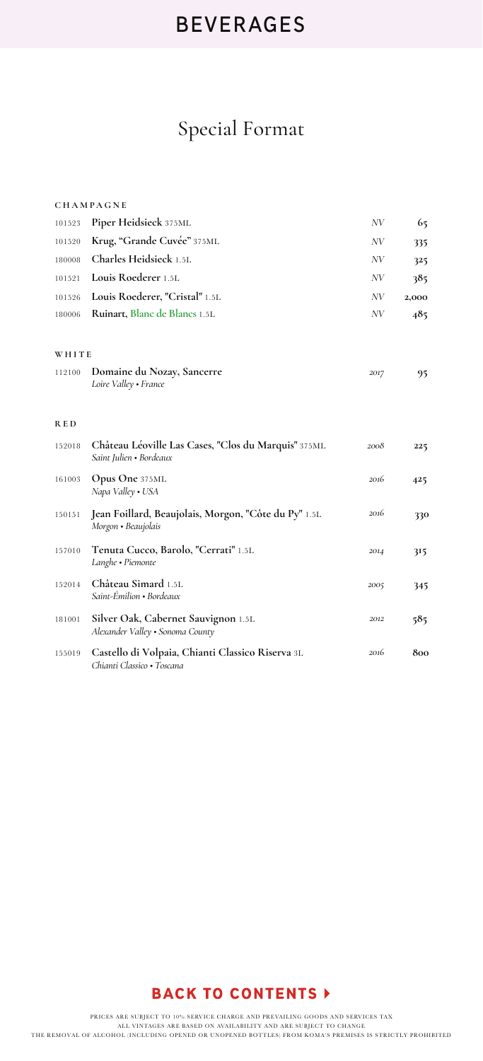# BEVERAGES

## Special Format

### CHAMPAGNE

| | | | |
|---|---|---|---|
| 101523 | **Piper Heidsieck** 375ML | *NV* | **65** |
| 101520 | **Krug, "Grande Cuvée"** 375ML | *NV* | **335** |
| 180008 | **Charles Heidsieck** 1.5L | *NV* | **325** |
| 101521 | **Louis Roederer** 1.5L | *NV* | **385** |
| 101526 | **Louis Roederer, "Cristal"** 1.5L | *NV* | **2,000** |
| 180006 | **Ruinart, Blanc de Blancs** 1.5L | *NV* | **485** |

### WHITE

| | | | |
|---|---|---|---|
| 112100 | **Domaine du Nozay, Sancerre**<br>*Loire Valley • France* | *2017* | **95** |

### RED

| | | | |
|---|---|---|---|
| 152018 | **Château Léoville Las Cases, "Clos du Marquis"** 375ML<br>*Saint Julien • Bordeaux* | *2008* | **225** |
| 161003 | **Opus One** 375ML<br>*Napa Valley • USA* | *2016* | **425** |
| 150151 | **Jean Foillard, Beaujolais, Morgon, "Côte du Py"** 1.5L<br>*Morgon • Beaujolais* | *2016* | **330** |
| 157010 | **Tenuta Cucco, Barolo, "Cerrati"** 1.5L<br>*Langhe • Piemonte* | *2014* | **315** |
| 152014 | **Château Simard** 1.5L<br>*Saint-Émilion • Bordeaux* | *2005* | **345** |
| 181001 | **Silver Oak, Cabernet Sauvignon** 1.5L<br>*Alexander Valley • Sonoma County* | *2012* | **585** |
| 155019 | **Castello di Volpaia, Chianti Classico Riserva** 3L<br>*Chianti Classico • Toscana* | *2016* | **800** |

**BACK TO CONTENTS ▸**

PRICES ARE SUBJECT TO 10% SERVICE CHARGE AND PREVAILING GOODS AND SERVICES TAX
ALL VINTAGES ARE BASED ON AVAILABILITY AND ARE SUBJECT TO CHANGE
THE REMOVAL OF ALCOHOL (INCLUDING OPENED OR UNOPENED BOTTLES) FROM KOMA'S PREMISES IS STRICTLY PROHIBITED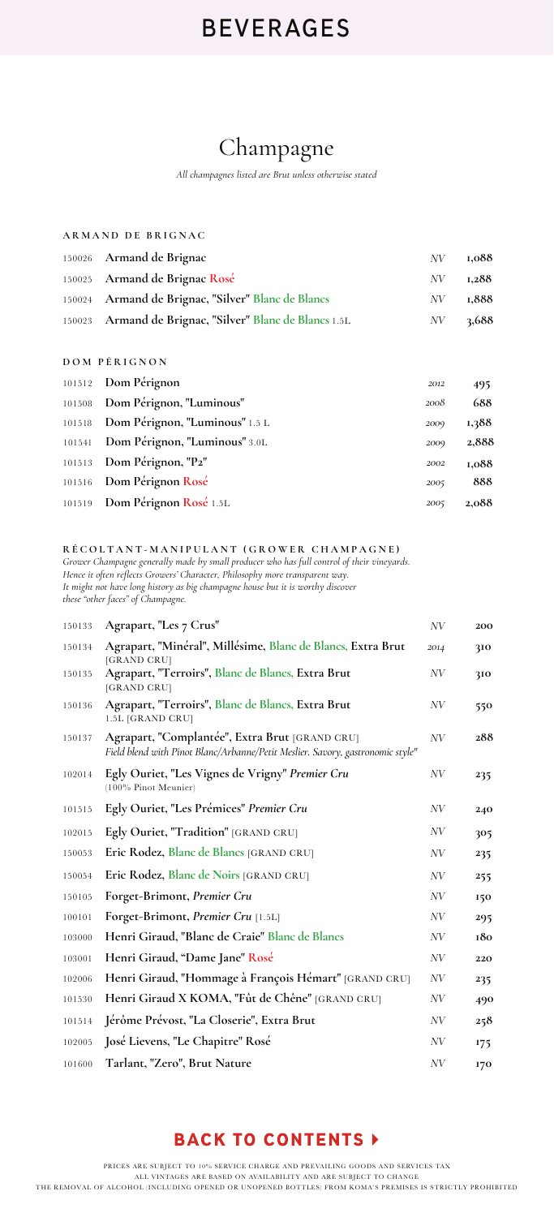# BEVERAGES

## Champagne

*All champagnes listed are Brut unless otherwise stated*

### ARMAND DE BRIGNAC

| Code | Name | Vintage | Price |
|---|---|---|---|
| 150026 | **Armand de Brignac** | NV | 1,088 |
| 150025 | **Armand de Brignac Rosé** | NV | 1,288 |
| 150024 | **Armand de Brignac, "Silver" Blanc de Blancs** | NV | 1,888 |
| 150023 | **Armand de Brignac, "Silver" Blanc de Blancs** 1.5L | NV | 3,688 |

### DOM PÉRIGNON

| Code | Name | Vintage | Price |
|---|---|---|---|
| 101512 | **Dom Pérignon** | 2012 | 495 |
| 101508 | **Dom Pérignon, "Luminous"** | 2008 | 688 |
| 101518 | **Dom Pérignon, "Luminous"** 1.5 L | 2009 | 1,388 |
| 101541 | **Dom Pérignon, "Luminous"** 3.0L | 2009 | 2,888 |
| 101513 | **Dom Pérignon, "P2"** | 2002 | 1,088 |
| 101516 | **Dom Pérignon Rosé** | 2005 | 888 |
| 101519 | **Dom Pérignon Rosé** 1.5L | 2005 | 2,088 |

### RÉCOLTANT-MANIPULANT (GROWER CHAMPAGNE)

*Grower Champagne generally made by small producer who has full control of their vineyards. Hence it often reflects Growers' Character, Philosophy more transparent way. It might not have long history as big champagne house but it is worthy discover these "other faces" of Champagne.*

| Code | Name | Vintage | Price |
|---|---|---|---|
| 150133 | **Agrapart, "Les 7 Crus"** | NV | 200 |
| 150134 | **Agrapart, "Minéral", Millésime, Blanc de Blancs, Extra Brut** [GRAND CRU] | 2014 | 310 |
| 150135 | **Agrapart, "Terroirs", Blanc de Blancs, Extra Brut** [GRAND CRU] | NV | 310 |
| 150136 | **Agrapart, "Terroirs", Blanc de Blancs, Extra Brut** 1.5L [GRAND CRU] | NV | 550 |
| 150137 | **Agrapart, "Complantée", Extra Brut** [GRAND CRU] *Field blend with Pinot Blanc/Arbanne/Petit Meslier. Savory, gastronomic style"* | NV | 288 |
| 102014 | **Egly Ouriet, "Les Vignes de Vrigny"** ***Premier Cru*** (100% Pinot Meunier) | NV | 235 |
| 101515 | **Egly Ouriet, "Les Prémices"** ***Premier Cru*** | NV | 240 |
| 102015 | **Egly Ouriet, "Tradition"** [GRAND CRU] | NV | 305 |
| 150053 | **Eric Rodez, Blanc de Blancs** [GRAND CRU] | NV | 235 |
| 150054 | **Eric Rodez, Blanc de Noirs** [GRAND CRU] | NV | 255 |
| 150105 | **Forget-Brimont,** ***Premier Cru*** | NV | 150 |
| 100101 | **Forget-Brimont,** ***Premier Cru*** [1.5L] | NV | 295 |
| 103000 | **Henri Giraud, "Blanc de Craie" Blanc de Blancs** | NV | 180 |
| 103001 | **Henri Giraud, "Dame Jane" Rosé** | NV | 220 |
| 102006 | **Henri Giraud, "Hommage à François Hémart"** [GRAND CRU] | NV | 235 |
| 101530 | **Henri Giraud X KOMA, "Fût de Chéne"** [GRAND CRU] | NV | 490 |
| 101514 | **Jérôme Prévost, "La Closerie", Extra Brut** | NV | 258 |
| 102005 | **José Lievens, "Le Chapitre" Rosé** | NV | 175 |
| 101600 | **Tarlant, "Zero", Brut Nature** | NV | 170 |

**BACK TO CONTENTS ▸**

PRICES ARE SUBJECT TO 10% SERVICE CHARGE AND PREVAILING GOODS AND SERVICES TAX
ALL VINTAGES ARE BASED ON AVAILABILITY AND ARE SUBJECT TO CHANGE
THE REMOVAL OF ALCOHOL (INCLUDING OPENED OR UNOPENED BOTTLES) FROM KOMA'S PREMISES IS STRICTLY PROHIBITED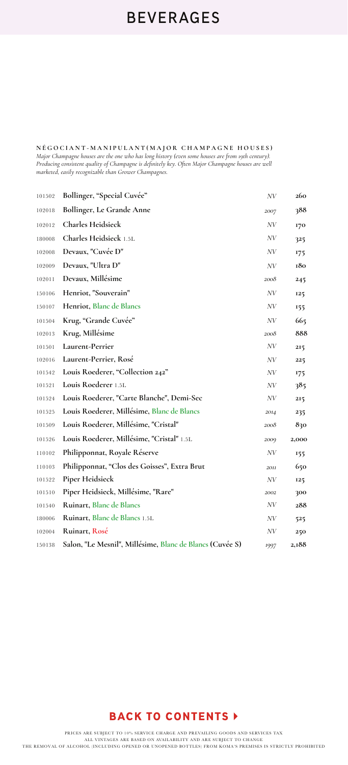# BEVERAGES

**NÉGOCIANT-MANIPULANT (MAJOR CHAMPAGNE HOUSES)**

*Major Champagne houses are the one who has long history (even some houses are from 19th century). Producing consistent quality of Champagne is definitely key. Often Major Champagne houses are well marketed, easily recognizable than Grower Champagnes.*

| | | | |
|---|---|---|---|
| 101502 | **Bollinger, "Special Cuvée"** | *NV* | **260** |
| 102018 | **Bollinger, Le Grande Anne** | *2007* | **388** |
| 102012 | **Charles Heidsieck** | *NV* | **170** |
| 180008 | **Charles Heidsieck** 1.5L | *NV* | **325** |
| 102008 | **Devaux, "Cuvée D"** | *NV* | **175** |
| 102009 | **Devaux, "Ultra D"** | *NV* | **180** |
| 102011 | **Devaux, Millésime** | *2008* | **245** |
| 150106 | **Henriot, "Souverain"** | *NV* | **125** |
| 150107 | **Henriot, Blanc de Blancs** | *NV* | **155** |
| 101504 | **Krug, "Grande Cuvée"** | *NV* | **665** |
| 102013 | **Krug, Millésime** | *2008* | **888** |
| 101501 | **Laurent-Perrier** | *NV* | **215** |
| 102016 | **Laurent-Perrier, Rosé** | *NV* | **225** |
| 101542 | **Louis Roederer, "Collection 242"** | *NV* | **175** |
| 101521 | **Louis Roederer** 1.5L | *NV* | **385** |
| 101524 | **Louis Roederer, "Carte Blanche", Demi-Sec** | *NV* | **215** |
| 101525 | **Louis Roederer, Millésime, Blanc de Blancs** | *2014* | **235** |
| 101509 | **Louis Roederer, Millésime, "Cristal"** | *2008* | **830** |
| 101526 | **Louis Roederer, Millésime, "Cristal"** 1.5L | *2009* | **2,000** |
| 110102 | **Philipponnat, Royale Réserve** | *NV* | **155** |
| 110103 | **Philipponnat, "Clos des Goisses", Extra Brut** | *2011* | **650** |
| 101522 | **Piper Heidsieck** | *NV* | **125** |
| 101510 | **Piper Heidsieck, Millésime, "Rare"** | *2002* | **300** |
| 101540 | **Ruinart, Blanc de Blancs** | *NV* | **288** |
| 180006 | **Ruinart, Blanc de Blancs** 1.5L | *NV* | **525** |
| 102004 | **Ruinart, Rosé** | *NV* | **250** |
| 150138 | **Salon, "Le Mesnil", Millésime, Blanc de Blancs (Cuvée S)** | *1997* | **2,188** |

**BACK TO CONTENTS ▸**

PRICES ARE SUBJECT TO 10% SERVICE CHARGE AND PREVAILING GOODS AND SERVICES TAX
ALL VINTAGES ARE BASED ON AVAILABILITY AND ARE SUBJECT TO CHANGE
THE REMOVAL OF ALCOHOL (INCLUDING OPENED OR UNOPENED BOTTLES) FROM KOMA'S PREMISES IS STRICTLY PROHIBITED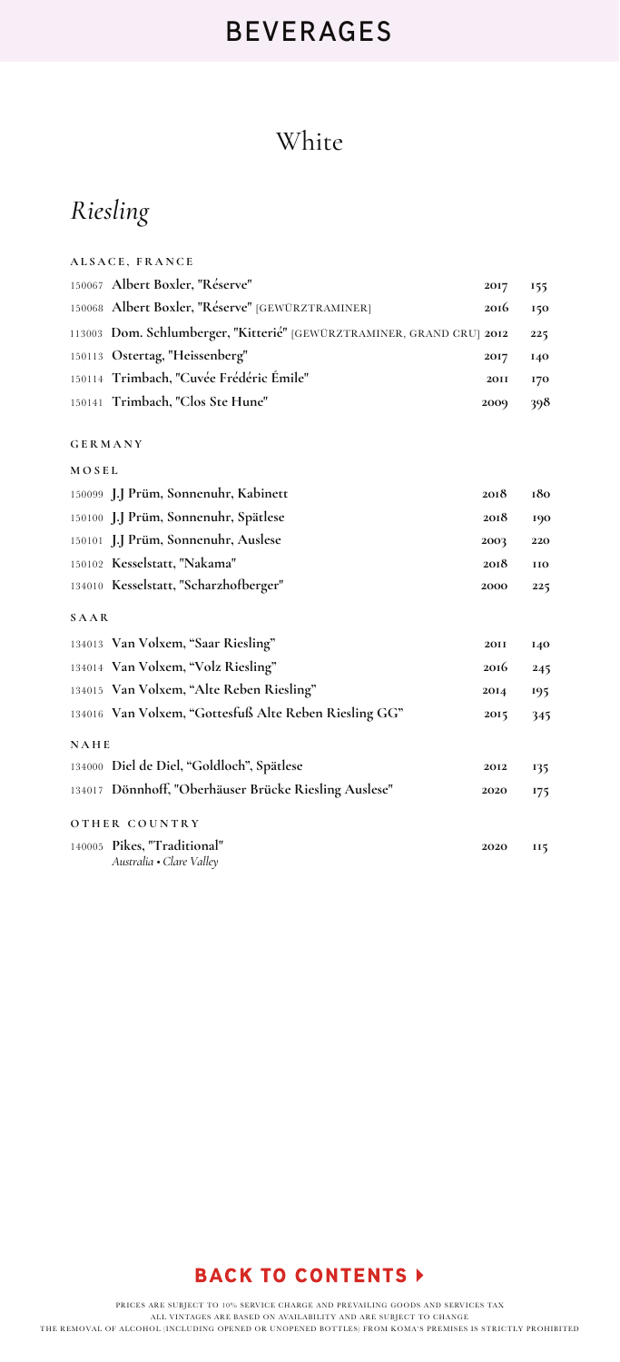# BEVERAGES

## White

### *Riesling*

**ALSACE, FRANCE**

| | | | |
|---|---|---|---|
| 150067 | **Albert Boxler, "Réserve"** | **2017** | **155** |
| 150068 | **Albert Boxler, "Réserve"** [GEWÜRZTRAMINER] | **2016** | **150** |
| 113003 | **Dom. Schlumberger, "Kitterié"** [GEWÜRZTRAMINER, GRAND CRU] | **2012** | **225** |
| 150113 | **Ostertag, "Heissenberg"** | **2017** | **140** |
| 150114 | **Trimbach, "Cuvée Frédéric Émile"** | **2011** | **170** |
| 150141 | **Trimbach, "Clos Ste Hune"** | **2009** | **398** |

**GERMANY**

**MOSEL**

| | | | |
|---|---|---|---|
| 150099 | **J.J Prüm, Sonnenuhr, Kabinett** | **2018** | **180** |
| 150100 | **J.J Prüm, Sonnenuhr, Spätlese** | **2018** | **190** |
| 150101 | **J.J Prüm, Sonnenuhr, Auslese** | **2003** | **220** |
| 150102 | **Kesselstatt, "Nakama"** | **2018** | **110** |
| 134010 | **Kesselstatt, "Scharzhofberger"** | **2000** | **225** |

**SAAR**

| | | | |
|---|---|---|---|
| 134013 | **Van Volxem, "Saar Riesling"** | **2011** | **140** |
| 134014 | **Van Volxem, "Volz Riesling"** | **2016** | **245** |
| 134015 | **Van Volxem, "Alte Reben Riesling"** | **2014** | **195** |
| 134016 | **Van Volxem, "Gottesfuß Alte Reben Riesling GG"** | **2015** | **345** |

**NAHE**

| | | | |
|---|---|---|---|
| 134000 | **Diel de Diel, "Goldloch", Spätlese** | **2012** | **135** |
| 134017 | **Dönnhoff, "Oberhäuser Brücke Riesling Auslese"** | **2020** | **175** |

**OTHER COUNTRY**

| | | | |
|---|---|---|---|
| 140005 | **Pikes, "Traditional"** *Australia • Clare Valley* | **2020** | **115** |

**BACK TO CONTENTS ▸**

PRICES ARE SUBJECT TO 10% SERVICE CHARGE AND PREVAILING GOODS AND SERVICES TAX
ALL VINTAGES ARE BASED ON AVAILABILITY AND ARE SUBJECT TO CHANGE
THE REMOVAL OF ALCOHOL (INCLUDING OPENED OR UNOPENED BOTTLES) FROM KOMA'S PREMISES IS STRICTLY PROHIBITED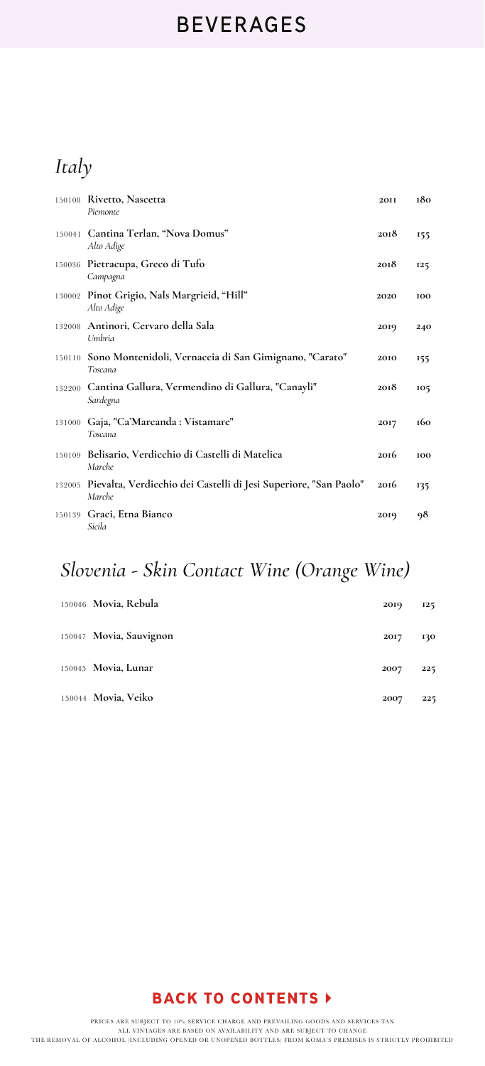# BEVERAGES

## *Italy*

| Code | Wine | Vintage | Price |
|---|---|---|---|
| 150108 | **Rivetto, Nascetta** *Piemonte* | 2011 | 180 |
| 150041 | **Cantina Terlan, "Nova Domus"** *Alto Adige* | 2018 | 155 |
| 150036 | **Pietracupa, Greco di Tufo** *Campagna* | 2018 | 125 |
| 130002 | **Pinot Grigio, Nals Margrieid, "Hill"** *Alto Adige* | 2020 | 100 |
| 132008 | **Antinori, Cervaro della Sala** *Umbria* | 2019 | 240 |
| 150110 | **Sono Montenidoli, Vernaccia di San Gimignano, "Carato"** *Toscana* | 2010 | 155 |
| 132200 | **Cantina Gallura, Vermendino di Gallura, "Canayli"** *Sardegna* | 2018 | 105 |
| 131000 | **Gaja, "Ca'Marcanda : Vistamare"** *Toscana* | 2017 | 160 |
| 150109 | **Belisario, Verdicchio di Castelli di Matelica** *Marche* | 2016 | 100 |
| 132005 | **Pievalta, Verdicchio dei Castelli di Jesi Superiore, "San Paolo"** *Marche* | 2016 | 135 |
| 150139 | **Graci, Etna Bianco** *Sicila* | 2019 | 98 |

## *Slovenia - Skin Contact Wine (Orange Wine)*

| Code | Wine | Vintage | Price |
|---|---|---|---|
| 150046 | **Movia, Rebula** | 2019 | 125 |
| 150047 | **Movia, Sauvignon** | 2017 | 130 |
| 150045 | **Movia, Lunar** | 2007 | 225 |
| 150044 | **Movia, Veiko** | 2007 | 225 |

**BACK TO CONTENTS ▸**

PRICES ARE SUBJECT TO 10% SERVICE CHARGE AND PREVAILING GOODS AND SERVICES TAX
ALL VINTAGES ARE BASED ON AVAILABILITY AND ARE SUBJECT TO CHANGE
THE REMOVAL OF ALCOHOL (INCLUDING OPENED OR UNOPENED BOTTLES) FROM KOMA'S PREMISES IS STRICTLY PROHIBITED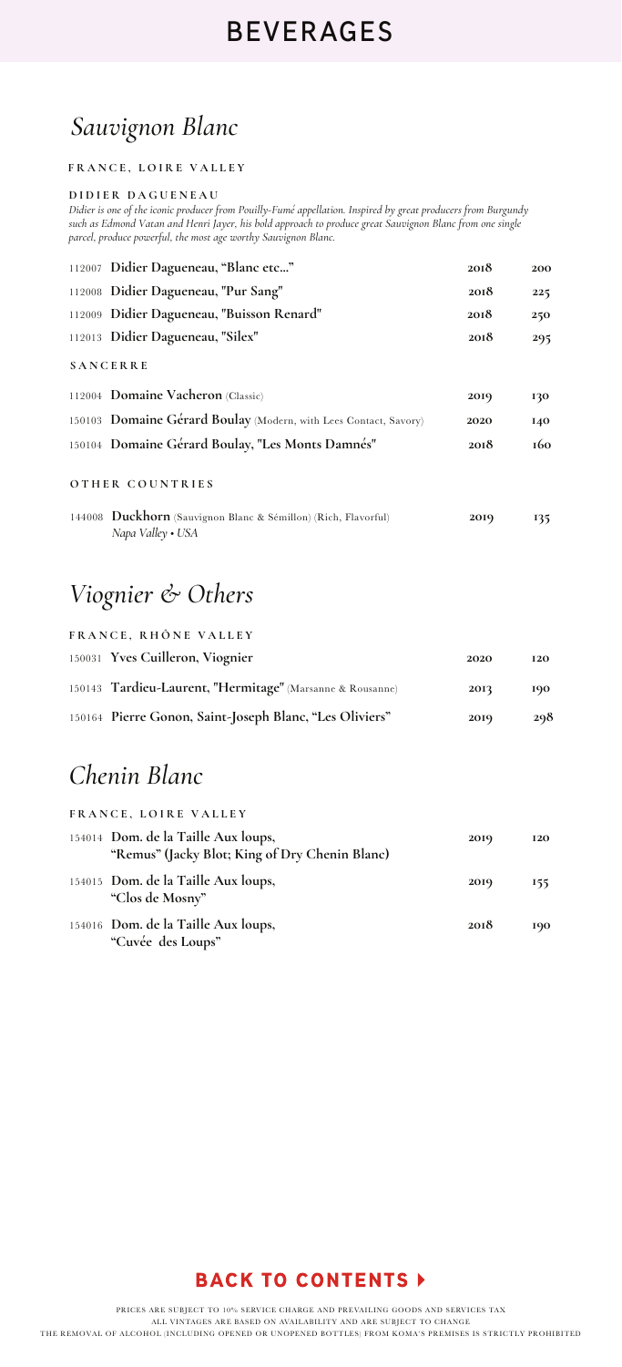# BEVERAGES

## *Sauvignon Blanc*

### FRANCE, LOIRE VALLEY

**DIDIER DAGUENEAU**

*Didier is one of the iconic producer from Pouilly-Fumé appellation. Inspired by great producers from Burgundy such as Edmond Vatan and Henri Jayer, his bold approach to produce great Sauvignon Blanc from one single parcel, produce powerful, the most age worthy Sauvignon Blanc.*

| | | | |
|---|---|---|---|
| 112007 | **Didier Dagueneau, "Blanc etc..."** | 2018 | 200 |
| 112008 | **Didier Dagueneau, "Pur Sang"** | 2018 | 225 |
| 112009 | **Didier Dagueneau, "Buisson Renard"** | 2018 | 250 |
| 112013 | **Didier Dagueneau, "Silex"** | 2018 | 295 |

**SANCERRE**

| | | | |
|---|---|---|---|
| 112004 | **Domaine Vacheron** (Classic) | 2019 | 130 |
| 150103 | **Domaine Gérard Boulay** (Modern, with Lees Contact, Savory) | 2020 | 140 |
| 150104 | **Domaine Gérard Boulay, "Les Monts Damnés"** | 2018 | 160 |

**OTHER COUNTRIES**

| | | | |
|---|---|---|---|
| 144008 | **Duckhorn** (Sauvignon Blanc & Sémillon) (Rich, Flavorful) *Napa Valley • USA* | 2019 | 135 |

## *Viognier & Others*

### FRANCE, RHÔNE VALLEY

| | | | |
|---|---|---|---|
| 150031 | **Yves Cuilleron, Viognier** | 2020 | 120 |
| 150143 | **Tardieu-Laurent, "Hermitage"** (Marsanne & Rousanne) | 2013 | 190 |
| 150164 | **Pierre Gonon, Saint-Joseph Blanc, "Les Oliviers"** | 2019 | 298 |

## *Chenin Blanc*

### FRANCE, LOIRE VALLEY

| | | | |
|---|---|---|---|
| 154014 | **Dom. de la Taille Aux loups, "Remus" (Jacky Blot; King of Dry Chenin Blanc)** | 2019 | 120 |
| 154015 | **Dom. de la Taille Aux loups, "Clos de Mosny"** | 2019 | 155 |
| 154016 | **Dom. de la Taille Aux loups, "Cuvée des Loups"** | 2018 | 190 |

**BACK TO CONTENTS ▸**

PRICES ARE SUBJECT TO 10% SERVICE CHARGE AND PREVAILING GOODS AND SERVICES TAX
ALL VINTAGES ARE BASED ON AVAILABILITY AND ARE SUBJECT TO CHANGE
THE REMOVAL OF ALCOHOL (INCLUDING OPENED OR UNOPENED BOTTLES) FROM KOMA'S PREMISES IS STRICTLY PROHIBITED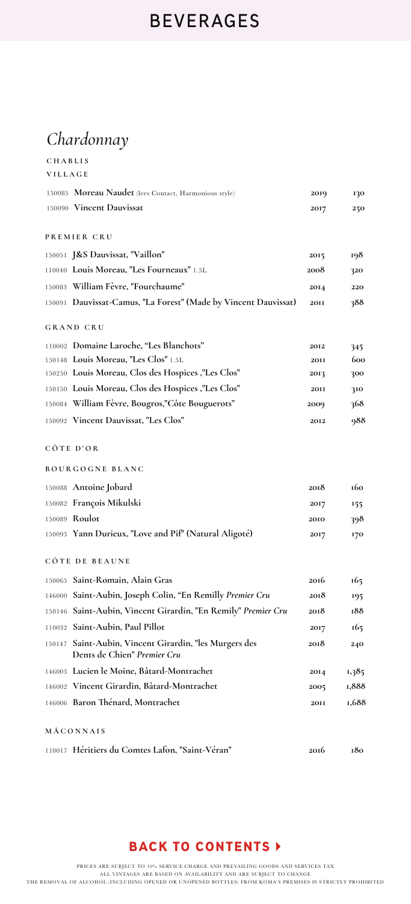# BEVERAGES

## *Chardonnay*

### CHABLIS

#### VILLAGE

| | | | |
|---|---|---|---|
| 150085 | **Moreau Naudet** (lees Contact, Harmonious style) | 2019 | 130 |
| 150090 | **Vincent Dauvissat** | 2017 | 250 |

#### PREMIER CRU

| | | | |
|---|---|---|---|
| 150051 | **J&S Dauvissat, "Vaillon"** | 2015 | 198 |
| 110040 | **Louis Moreau, "Les Fourneaux"** 1.5L | 2008 | 320 |
| 150083 | **William Fèvre, "Fourchaume"** | 2014 | 220 |
| 150091 | **Dauvissat-Camus, "La Forest" (Made by Vincent Dauvissat)** | 2011 | 388 |

#### GRAND CRU

| | | | |
|---|---|---|---|
| 110002 | **Domaine Laroche, "Les Blanchots"** | 2012 | 345 |
| 150148 | **Louis Moreau, "Les Clos"** 1.5L | 2011 | 600 |
| 150250 | **Louis Moreau, Clos des Hospices ,"Les Clos"** | 2013 | 300 |
| 150150 | **Louis Moreau, Clos des Hospices ,"Les Clos"** | 2011 | 310 |
| 150084 | **William Fèvre, Bougros,"Côte Bouguerots"** | 2009 | 368 |
| 150092 | **Vincent Dauvissat, "Les Clos"** | 2012 | 988 |

### CÔTE D'OR

#### BOURGOGNE BLANC

| | | | |
|---|---|---|---|
| 150088 | **Antoine Jobard** | 2018 | 160 |
| 150082 | **François Mikulski** | 2017 | 155 |
| 150089 | **Roulot** | 2010 | 398 |
| 150093 | **Yann Durieux, "Love and Pif" (Natural Aligoté)** | 2017 | 170 |

#### CÔTE DE BEAUNE

| | | | |
|---|---|---|---|
| 150065 | **Saint-Romain, Alain Gras** | 2016 | 165 |
| 146000 | **Saint-Aubin, Joseph Colin, "En Remilly *Premier Cru*** | 2018 | 195 |
| 150146 | **Saint-Aubin, Vincent Girardin, "En Remily" *Premier Cru*** | 2018 | 188 |
| 110032 | **Saint-Aubin, Paul Pillot** | 2017 | 165 |
| 150147 | **Saint-Aubin, Vincent Girardin, "les Murgers des Dents de Chien" *Premier Cru*** | 2018 | 240 |
| 146003 | **Lucien le Moine, Bâtard-Montrachet** | 2014 | 1,385 |
| 146002 | **Vincent Girardin, Bâtard-Montrachet** | 2005 | 1,888 |
| 146006 | **Baron Thénard, Montrachet** | 2011 | 1,688 |

#### MÂCONNAIS

| | | | |
|---|---|---|---|
| 110017 | **Héritiers du Comtes Lafon, "Saint-Véran"** | 2016 | 180 |

**BACK TO CONTENTS ▸**

PRICES ARE SUBJECT TO 10% SERVICE CHARGE AND PREVAILING GOODS AND SERVICES TAX
ALL VINTAGES ARE BASED ON AVAILABILITY AND ARE SUBJECT TO CHANGE
THE REMOVAL OF ALCOHOL (INCLUDING OPENED OR UNOPENED BOTTLES) FROM KOMA'S PREMISES IS STRICTLY PROHIBITED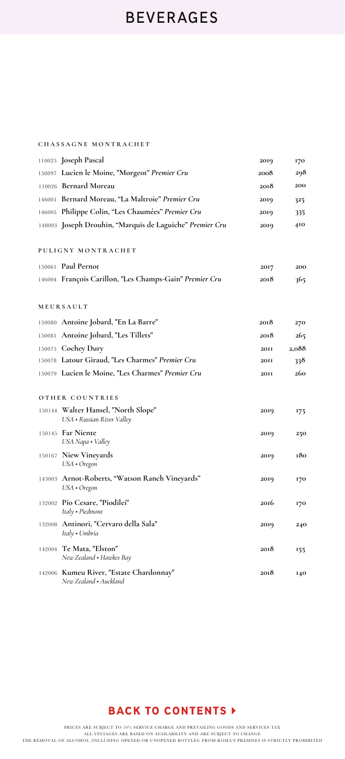# BEVERAGES

### CHASSAGNE MONTRACHET

| | | | |
|---|---|---|---|
| 110025 | **Joseph Pascal** | 2019 | 170 |
| 150097 | **Lucien le Moine, "Morgeot"** ***Premier Cru*** | 2008 | 298 |
| 110026 | **Bernard Moreau** | 2018 | 200 |
| 146001 | **Bernard Moreau, "La Maltroie"** ***Premier Cru*** | 2019 | 325 |
| 146005 | **Philippe Colin, "Les Chaumées"** ***Premier Cru*** | 2019 | 335 |
| 148003 | **Joseph Drouhin, "Marquis de Laguiche"** ***Premier Cru*** | 2019 | 410 |

### PULIGNY MONTRACHET

| | | | |
|---|---|---|---|
| 150061 | **Paul Pernot** | 2017 | 200 |
| 146004 | **François Carillon, "Les Champs-Gain"** ***Premier Cru*** | 2018 | 365 |

### MEURSAULT

| | | | |
|---|---|---|---|
| 150080 | **Antoine Jobard, "En La Barre"** | 2018 | 270 |
| 150081 | **Antoine Jobard, "Les Tillets"** | 2018 | 265 |
| 150075 | **Cochey Dury** | 2011 | 2,088 |
| 150078 | **Latour Giraud, "Les Charmes"** ***Premier Cru*** | 2011 | 338 |
| 150079 | **Lucien le Moine, "Les Charmes"** ***Premier Cru*** | 2011 | 260 |

### OTHER COUNTRIES

| | | | |
|---|---|---|---|
| 150144 | **Walter Hansel, "North Slope"** *USA • Russian River Valley* | 2019 | 175 |
| 150145 | **Far Niente** *USA Napa • Valley* | 2019 | 250 |
| 150167 | **Niew Vineyards** *USA • Oregon* | 2019 | 180 |
| 143003 | **Arnot-Roberts, "Watson Ranch Vineyards"** *USA • Oregon* | 2019 | 170 |
| 132002 | **Pio Cesare, "Piodilei"** *Italy • Piedmont* | 2016 | 170 |
| 132008 | **Antinori, "Cervaro della Sala"** *Italy • Umbria* | 2019 | 240 |
| 142004 | **Te Mata, "Elston"** *New Zealand • Hawkes Bay* | 2018 | 155 |
| 142006 | **Kumeu River, "Estate Chardonnay"** *New Zealand • Auckland* | 2018 | 140 |

**BACK TO CONTENTS ▸**

PRICES ARE SUBJECT TO 10% SERVICE CHARGE AND PREVAILING GOODS AND SERVICES TAX
ALL VINTAGES ARE BASED ON AVAILABILITY AND ARE SUBJECT TO CHANGE
THE REMOVAL OF ALCOHOL (INCLUDING OPENED OR UNOPENED BOTTLES) FROM KOMA'S PREMISES IS STRICTLY PROHIBITED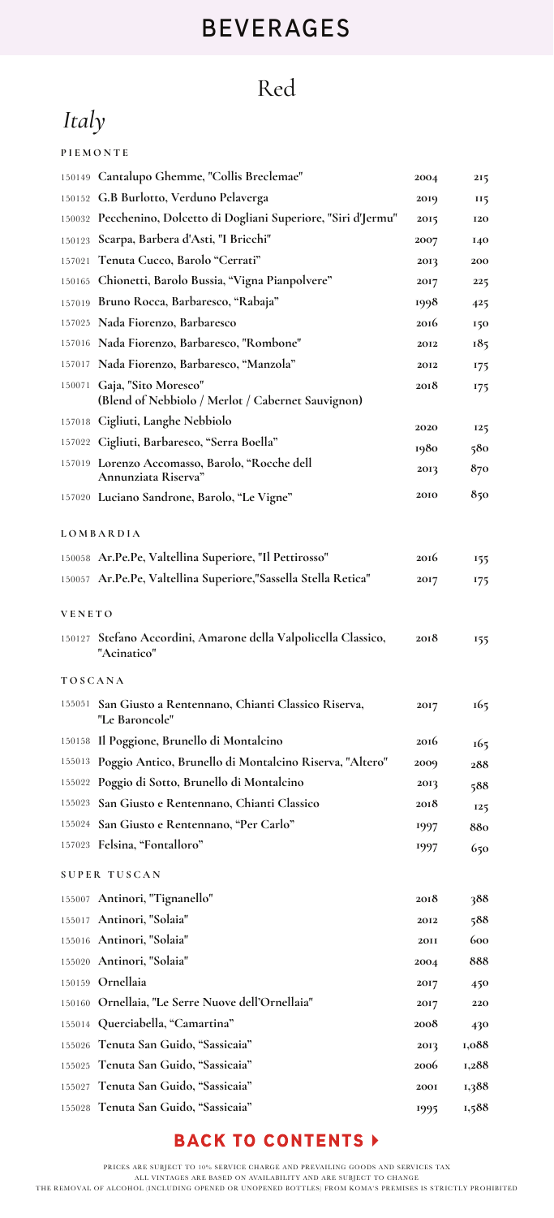# BEVERAGES

## Red

### *Italy*

**PIEMONTE**

| Code | Wine | Vintage | Price |
|---|---|---|---|
| 150149 | **Cantalupo Ghemme, "Collis Breclemae"** | 2004 | 215 |
| 150152 | **G.B Burlotto, Verduno Pelaverga** | 2019 | 115 |
| 150032 | **Pecchenino, Dolcetto di Dogliani Superiore, "Siri d'Jermu"** | 2015 | 120 |
| 150123 | **Scarpa, Barbera d'Asti, "I Bricchi"** | 2007 | 140 |
| 157021 | **Tenuta Cucco, Barolo "Cerrati"** | 2013 | 200 |
| 150165 | **Chionetti, Barolo Bussia, "Vigna Pianpolvere"** | 2017 | 225 |
| 157019 | **Bruno Rocca, Barbaresco, "Rabaja"** | 1998 | 425 |
| 157025 | **Nada Fiorenzo, Barbaresco** | 2016 | 150 |
| 157016 | **Nada Fiorenzo, Barbaresco, "Rombone"** | 2012 | 185 |
| 157017 | **Nada Fiorenzo, Barbaresco, "Manzola"** | 2012 | 175 |
| 150071 | **Gaja, "Sito Moresco" (Blend of Nebbiolo / Merlot / Cabernet Sauvignon)** | 2018 | 175 |
| 157018 | **Cigliuti, Langhe Nebbiolo** | 2020 | 125 |
| 157022 | **Cigliuti, Barbaresco, "Serra Boella"** | 1980 | 580 |
| 157019 | **Lorenzo Accomasso, Barolo, "Rocche dell Annunziata Riserva"** | 2013 | 870 |
| 157020 | **Luciano Sandrone, Barolo, "Le Vigne"** | 2010 | 850 |

**LOMBARDIA**

| Code | Wine | Vintage | Price |
|---|---|---|---|
| 150058 | **Ar.Pe.Pe, Valtellina Superiore, "Il Pettirosso"** | 2016 | 155 |
| 150057 | **Ar.Pe.Pe, Valtellina Superiore,"Sassella Stella Retica"** | 2017 | 175 |

**VENETO**

| Code | Wine | Vintage | Price |
|---|---|---|---|
| 150127 | **Stefano Accordini, Amarone della Valpolicella Classico, "Acinatico"** | 2018 | 155 |

**TOSCANA**

| Code | Wine | Vintage | Price |
|---|---|---|---|
| 155051 | **San Giusto a Rentennano, Chianti Classico Riserva, "Le Baroncole"** | 2017 | 165 |
| 150158 | **Il Poggione, Brunello di Montalcino** | 2016 | 165 |
| 155013 | **Poggio Antico, Brunello di Montalcino Riserva, "Altero"** | 2009 | 288 |
| 155022 | **Poggio di Sotto, Brunello di Montalcino** | 2013 | 588 |
| 155023 | **San Giusto e Rentennano, Chianti Classico** | 2018 | 125 |
| 155024 | **San Giusto e Rentennano, "Per Carlo"** | 1997 | 880 |
| 157023 | **Felsina, "Fontalloro"** | 1997 | 650 |

**SUPER TUSCAN**

| Code | Wine | Vintage | Price |
|---|---|---|---|
| 155007 | **Antinori, "Tignanello"** | 2018 | 388 |
| 155017 | **Antinori, "Solaia"** | 2012 | 588 |
| 155016 | **Antinori, "Solaia"** | 2011 | 600 |
| 155020 | **Antinori, "Solaia"** | 2004 | 888 |
| 150159 | **Ornellaia** | 2017 | 450 |
| 150160 | **Ornellaia, "Le Serre Nuove dell'Ornellaia"** | 2017 | 220 |
| 155014 | **Querciabella, "Camartina"** | 2008 | 430 |
| 155026 | **Tenuta San Guido, "Sassicaia"** | 2013 | 1,088 |
| 155025 | **Tenuta San Guido, "Sassicaia"** | 2006 | 1,288 |
| 155027 | **Tenuta San Guido, "Sassicaia"** | 2001 | 1,388 |
| 155028 | **Tenuta San Guido, "Sassicaia"** | 1995 | 1,588 |

**BACK TO CONTENTS ▸**

PRICES ARE SUBJECT TO 10% SERVICE CHARGE AND PREVAILING GOODS AND SERVICES TAX
ALL VINTAGES ARE BASED ON AVAILABILITY AND ARE SUBJECT TO CHANGE
THE REMOVAL OF ALCOHOL (INCLUDING OPENED OR UNOPENED BOTTLES) FROM KOMA'S PREMISES IS STRICTLY PROHIBITED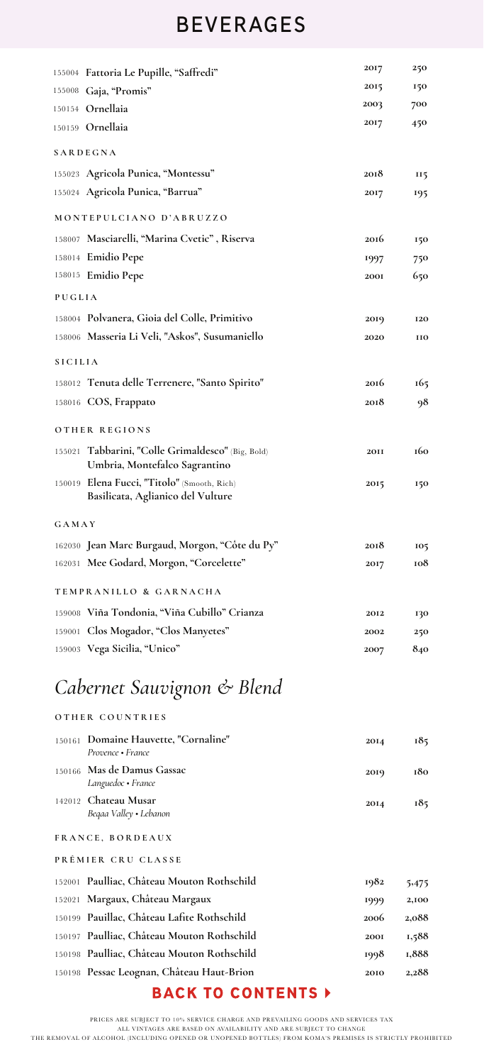# BEVERAGES

| | | |
|---|---|---|
| 155004 **Fattoria Le Pupille, "Saffredi"** | 2017 | 250 |
| 155008 **Gaja, "Promis"** | 2015 | 150 |
| 150154 **Ornellaia** | 2003 | 700 |
| 150159 **Ornellaia** | 2017 | 450 |

SARDEGNA

| | | |
|---|---|---|
| 155023 **Agricola Punica, "Montessu"** | 2018 | 115 |
| 155024 **Agricola Punica, "Barrua"** | 2017 | 195 |

MONTEPULCIANO D'ABRUZZO

| | | |
|---|---|---|
| 158007 **Masciarelli, "Marina Cvetic" , Riserva** | 2016 | 150 |
| 158014 **Emidio Pepe** | 1997 | 750 |
| 158015 **Emidio Pepe** | 2001 | 650 |

PUGLIA

| | | |
|---|---|---|
| 158004 **Polvanera, Gioia del Colle, Primitivo** | 2019 | 120 |
| 158006 **Masseria Li Veli, "Askos", Susumaniello** | 2020 | 110 |

SICILIA

| | | |
|---|---|---|
| 158012 **Tenuta delle Terrenere, "Santo Spirito"** | 2016 | 165 |
| 158016 **COS, Frappato** | 2018 | 98 |

OTHER REGIONS

| | | |
|---|---|---|
| 155021 **Tabbarini, "Colle Grimaldesco"** (Big, Bold) **Umbria, Montefalco Sagrantino** | 2011 | 160 |
| 150019 **Elena Fucci, "Titolo"** (Smooth, Rich) **Basilicata, Aglianico del Vulture** | 2015 | 150 |

GAMAY

| | | |
|---|---|---|
| 162030 **Jean Marc Burgaud, Morgon, "Côte du Py"** | 2018 | 105 |
| 162031 **Mee Godard, Morgon, "Corcelette"** | 2017 | 108 |

TEMPRANILLO & GARNACHA

| | | |
|---|---|---|
| 159008 **Viña Tondonia, "Viña Cubillo" Crianza** | 2012 | 130 |
| 159001 **Clos Mogador, "Clos Manyetes"** | 2002 | 250 |
| 159003 **Vega Sicilia, "Unico"** | 2007 | 840 |

## *Cabernet Sauvignon & Blend*

OTHER COUNTRIES

| | | |
|---|---|---|
| 150161 **Domaine Hauvette, "Cornaline"** *Provence • France* | 2014 | 185 |
| 150166 **Mas de Damus Gassac** *Languedoc • France* | 2019 | 180 |
| 142012 **Chateau Musar** *Beqaa Valley • Lebanon* | 2014 | 185 |

FRANCE, BORDEAUX

PRÊMIER CRU CLASSE

| | | |
|---|---|---|
| 152001 **Paulliac, Château Mouton Rothschild** | 1982 | 5,475 |
| 152021 **Margaux, Château Margaux** | 1999 | 2,100 |
| 150199 **Pauillac, Château Lafite Rothschild** | 2006 | 2,088 |
| 150197 **Paulliac, Château Mouton Rothschild** | 2001 | 1,588 |
| 150198 **Paulliac, Château Mouton Rothschild** | 1998 | 1,888 |
| 150198 **Pessac Leognan, Château Haut-Brion** | 2010 | 2,288 |

**BACK TO CONTENTS ▸**

PRICES ARE SUBJECT TO 10% SERVICE CHARGE AND PREVAILING GOODS AND SERVICES TAX
ALL VINTAGES ARE BASED ON AVAILABILITY AND ARE SUBJECT TO CHANGE
THE REMOVAL OF ALCOHOL (INCLUDING OPENED OR UNOPENED BOTTLES) FROM KOMA'S PREMISES IS STRICTLY PROHIBITED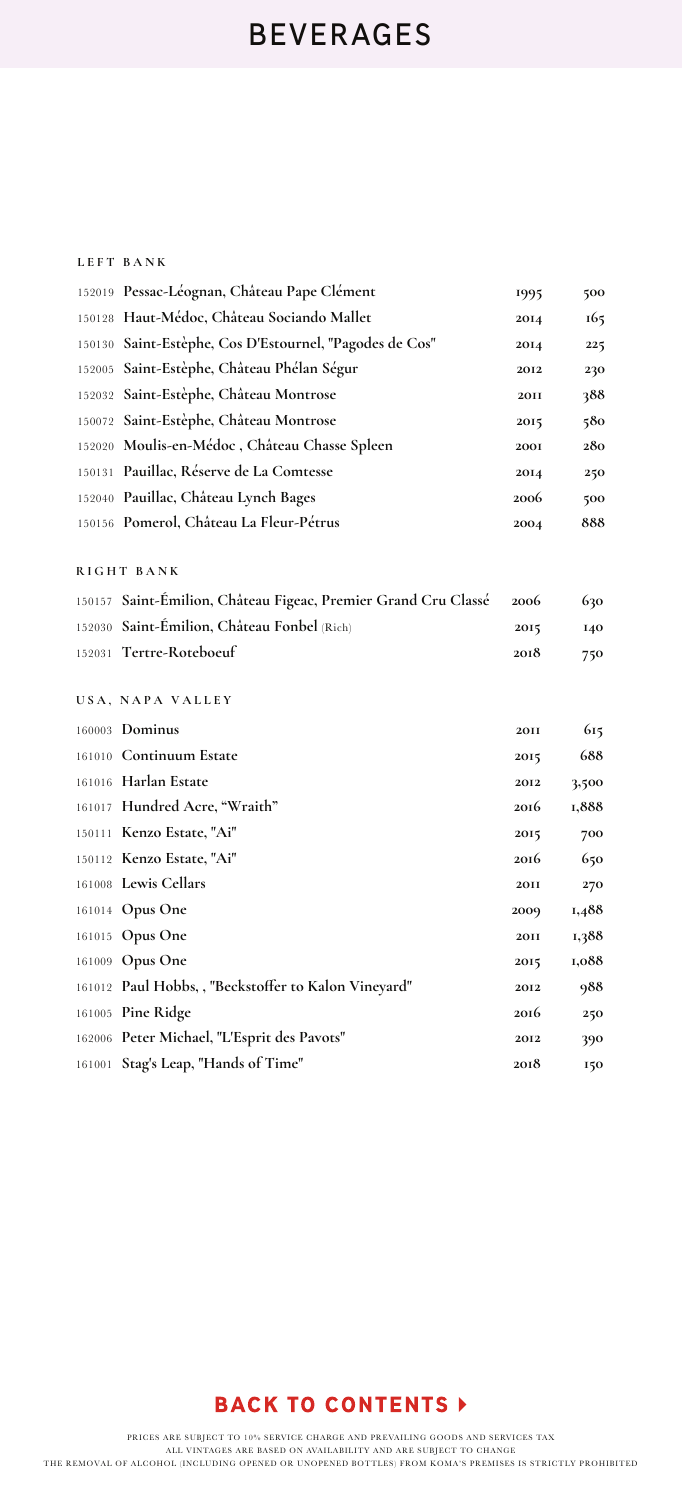# BEVERAGES

### LEFT BANK

| | | | |
|---|---|---|---|
| 152019 | **Pessac-Léognan, Château Pape Clément** | **1995** | **500** |
| 150128 | **Haut-Médoc, Château Sociando Mallet** | **2014** | **165** |
| 150130 | **Saint-Estèphe, Cos D'Estournel, "Pagodes de Cos"** | **2014** | **225** |
| 152005 | **Saint-Estèphe, Château Phélan Ségur** | **2012** | **230** |
| 152032 | **Saint-Estèphe, Château Montrose** | **2011** | **388** |
| 150072 | **Saint-Estèphe, Château Montrose** | **2015** | **580** |
| 152020 | **Moulis-en-Médoc , Château Chasse Spleen** | **2001** | **280** |
| 150131 | **Pauillac, Réserve de La Comtesse** | **2014** | **250** |
| 152040 | **Pauillac, Château Lynch Bages** | **2006** | **500** |
| 150156 | **Pomerol, Château La Fleur-Pétrus** | **2004** | **888** |

### RIGHT BANK

| | | | |
|---|---|---|---|
| 150157 | **Saint-Émilion, Château Figeac, Premier Grand Cru Classé** | **2006** | **630** |
| 152030 | **Saint-Émilion, Château Fonbel** (Rich) | **2015** | **140** |
| 152031 | **Tertre-Roteboeuf** | **2018** | **750** |

### USA, NAPA VALLEY

| | | | |
|---|---|---|---|
| 160003 | **Dominus** | **2011** | **615** |
| 161010 | **Continuum Estate** | **2015** | **688** |
| 161016 | **Harlan Estate** | **2012** | **3,500** |
| 161017 | **Hundred Acre, "Wraith"** | **2016** | **1,888** |
| 150111 | **Kenzo Estate, "Ai"** | **2015** | **700** |
| 150112 | **Kenzo Estate, "Ai"** | **2016** | **650** |
| 161008 | **Lewis Cellars** | **2011** | **270** |
| 161014 | **Opus One** | **2009** | **1,488** |
| 161015 | **Opus One** | **2011** | **1,388** |
| 161009 | **Opus One** | **2015** | **1,088** |
| 161012 | **Paul Hobbs, , "Beckstoffer to Kalon Vineyard"** | **2012** | **988** |
| 161005 | **Pine Ridge** | **2016** | **250** |
| 162006 | **Peter Michael, "L'Esprit des Pavots"** | **2012** | **390** |
| 161001 | **Stag's Leap, "Hands of Time"** | **2018** | **150** |

**BACK TO CONTENTS ▸**

PRICES ARE SUBJECT TO 10% SERVICE CHARGE AND PREVAILING GOODS AND SERVICES TAX
ALL VINTAGES ARE BASED ON AVAILABILITY AND ARE SUBJECT TO CHANGE
THE REMOVAL OF ALCOHOL (INCLUDING OPENED OR UNOPENED BOTTLES) FROM KOMA'S PREMISES IS STRICTLY PROHIBITED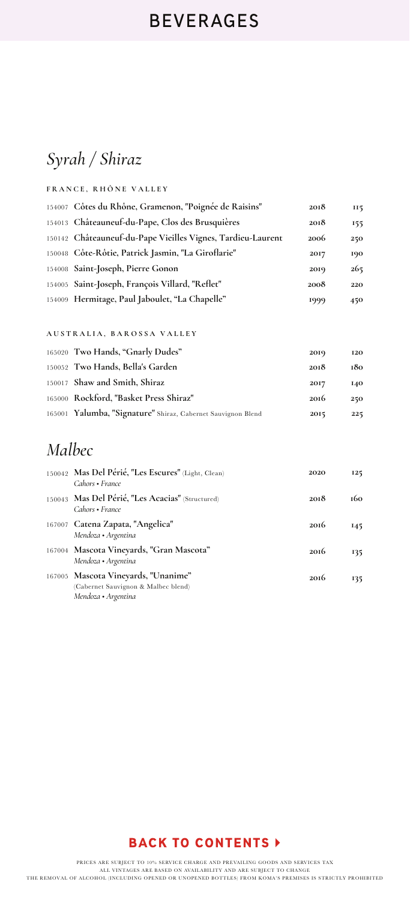# BEVERAGES

## *Syrah / Shiraz*

### FRANCE, RHÔNE VALLEY

| | | | |
|---|---|---|---|
| 154007 | **Côtes du Rhône, Gramenon, "Poignée de Raisins"** | **2018** | **115** |
| 154013 | **Châteauneuf-du-Pape, Clos des Brusquières** | **2018** | **155** |
| 150142 | **Châteauneuf-du-Pape Vieilles Vignes, Tardieu-Laurent** | **2006** | **250** |
| 150048 | **Côte-Rôtie, Patrick Jasmin, "La Giroflarie"** | **2017** | **190** |
| 154008 | **Saint-Joseph, Pierre Gonon** | **2019** | **265** |
| 154005 | **Saint-Joseph, François Villard, "Reflet"** | **2008** | **220** |
| 154009 | **Hermitage, Paul Jaboulet, "La Chapelle"** | **1999** | **450** |

### AUSTRALIA, BAROSSA VALLEY

| | | | |
|---|---|---|---|
| 165020 | **Two Hands, "Gnarly Dudes"** | **2019** | **120** |
| 150052 | **Two Hands, Bella's Garden** | **2018** | **180** |
| 150017 | **Shaw and Smith, Shiraz** | **2017** | **140** |
| 165000 | **Rockford, "Basket Press Shiraz"** | **2016** | **250** |
| 165001 | **Yalumba, "Signature"** Shiraz, Cabernet Sauvignon Blend | **2015** | **225** |

## *Malbec*

| | | | |
|---|---|---|---|
| 150042 | **Mas Del Périé, "Les Escures"** (Light, Clean)<br>*Cahors • France* | **2020** | **125** |
| 150043 | **Mas Del Périé, "Les Acacias"** (Structured)<br>*Cahors • France* | **2018** | **160** |
| 167007 | **Catena Zapata, "Angelica"**<br>*Mendoza • Argentina* | **2016** | **145** |
| 167004 | **Mascota Vineyards, "Gran Mascota"**<br>*Mendoza • Argentina* | **2016** | **135** |
| 167005 | **Mascota Vineyards, "Unanime"**<br>(Cabernet Sauvignon & Malbec blend)<br>*Mendoza • Argentina* | **2016** | **135** |

**BACK TO CONTENTS ▸**

PRICES ARE SUBJECT TO 10% SERVICE CHARGE AND PREVAILING GOODS AND SERVICES TAX
ALL VINTAGES ARE BASED ON AVAILABILITY AND ARE SUBJECT TO CHANGE
THE REMOVAL OF ALCOHOL (INCLUDING OPENED OR UNOPENED BOTTLES) FROM KOMA'S PREMISES IS STRICTLY PROHIBITED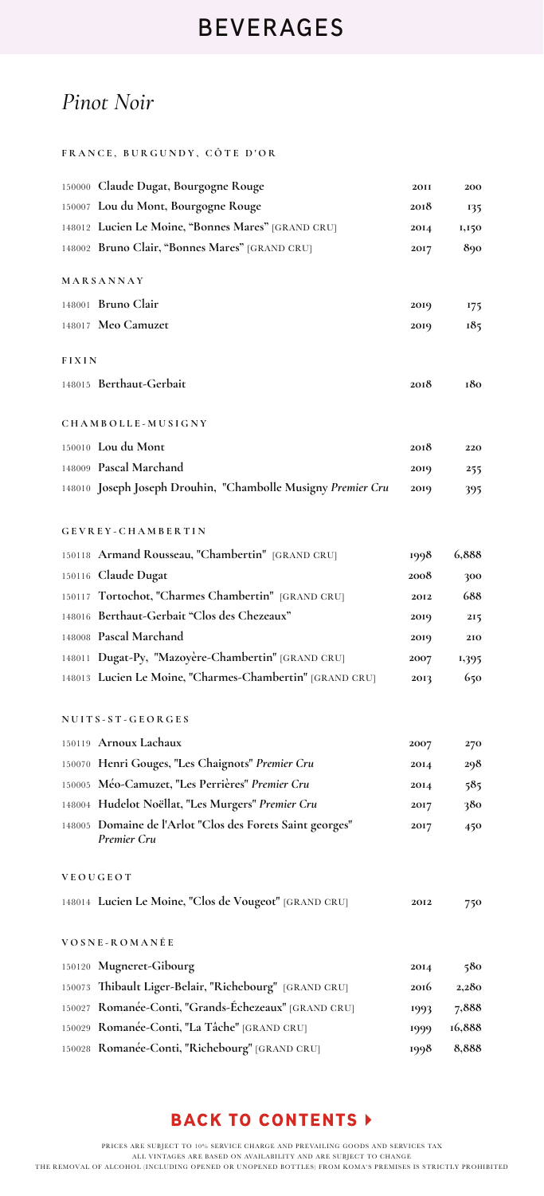# BEVERAGES

## *Pinot Noir*

### FRANCE, BURGUNDY, CÔTE D'OR

| | | | |
|---|---|---|---|
| 150000 | **Claude Dugat, Bourgogne Rouge** | 2011 | 200 |
| 150007 | **Lou du Mont, Bourgogne Rouge** | 2018 | 135 |
| 148012 | **Lucien Le Moine, "Bonnes Mares"** [GRAND CRU] | 2014 | 1,150 |
| 148002 | **Bruno Clair, "Bonnes Mares"** [GRAND CRU] | 2017 | 890 |

### MARSANNAY

| | | | |
|---|---|---|---|
| 148001 | **Bruno Clair** | 2019 | 175 |
| 148017 | **Meo Camuzet** | 2019 | 185 |

### FIXIN

| | | | |
|---|---|---|---|
| 148015 | **Berthaut-Gerbait** | 2018 | 180 |

### CHAMBOLLE-MUSIGNY

| | | | |
|---|---|---|---|
| 150010 | **Lou du Mont** | 2018 | 220 |
| 148009 | **Pascal Marchand** | 2019 | 255 |
| 148010 | **Joseph Joseph Drouhin, "Chambolle Musigny *Premier Cru*** | 2019 | 395 |

### GEVREY-CHAMBERTIN

| | | | |
|---|---|---|---|
| 150118 | **Armand Rousseau, "Chambertin"** [GRAND CRU] | 1998 | 6,888 |
| 150116 | **Claude Dugat** | 2008 | 300 |
| 150117 | **Tortochot, "Charmes Chambertin"** [GRAND CRU] | 2012 | 688 |
| 148016 | **Berthaut-Gerbait "Clos des Chezeaux"** | 2019 | 215 |
| 148008 | **Pascal Marchand** | 2019 | 210 |
| 148011 | **Dugat-Py, "Mazoyère-Chambertin"** [GRAND CRU] | 2007 | 1,395 |
| 148013 | **Lucien Le Moine, "Charmes-Chambertin"** [GRAND CRU] | 2013 | 650 |

### NUITS-ST-GEORGES

| | | | |
|---|---|---|---|
| 150119 | **Arnoux Lachaux** | 2007 | 270 |
| 150070 | **Henri Gouges, "Les Chaignots"** ***Premier Cru*** | 2014 | 298 |
| 150005 | **Méo-Camuzet, "Les Perrières"** ***Premier Cru*** | 2014 | 585 |
| 148004 | **Hudelot Noëllat, "Les Murgers"** ***Premier Cru*** | 2017 | 380 |
| 148005 | **Domaine de l'Arlot "Clos des Forets Saint georges"** ***Premier Cru*** | 2017 | 450 |

### VEOUGEOT

| | | | |
|---|---|---|---|
| 148014 | **Lucien Le Moine, "Clos de Vougeot"** [GRAND CRU] | 2012 | 750 |

### VOSNE-ROMANÉE

| | | | |
|---|---|---|---|
| 150120 | **Mugneret-Gibourg** | 2014 | 580 |
| 150073 | **Thibault Liger-Belair, "Richebourg"** [GRAND CRU] | 2016 | 2,280 |
| 150027 | **Romanée-Conti, "Grands-Échezeaux"** [GRAND CRU] | 1993 | 7,888 |
| 150029 | **Romanée-Conti, "La Tâche"** [GRAND CRU] | 1999 | 16,888 |
| 150028 | **Romanée-Conti, "Richebourg"** [GRAND CRU] | 1998 | 8,888 |

**BACK TO CONTENTS ▸**

PRICES ARE SUBJECT TO 10% SERVICE CHARGE AND PREVAILING GOODS AND SERVICES TAX
ALL VINTAGES ARE BASED ON AVAILABILITY AND ARE SUBJECT TO CHANGE
THE REMOVAL OF ALCOHOL (INCLUDING OPENED OR UNOPENED BOTTLES) FROM KOMA'S PREMISES IS STRICTLY PROHIBITED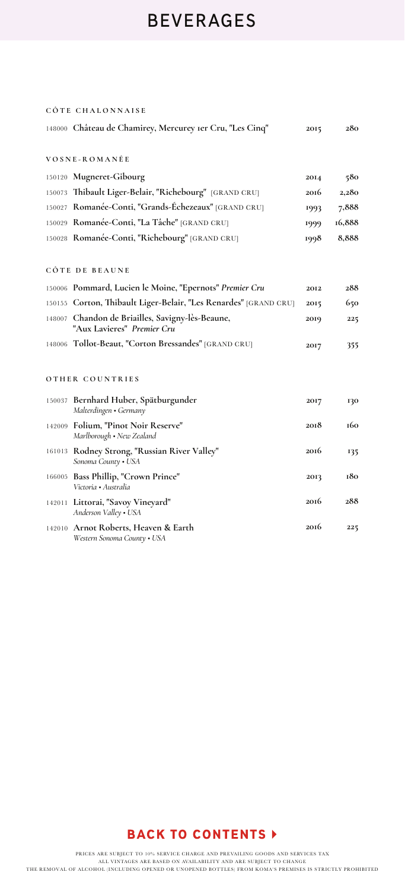# BEVERAGES

### CÔTE CHALONNAISE

| | | | |
|---|---|---|---|
| 148000 | **Château de Chamirey, Mercurey 1er Cru, "Les Cinq"** | 2015 | 280 |

### VOSNE-ROMANÉE

| | | | |
|---|---|---|---|
| 150120 | **Mugneret-Gibourg** | 2014 | 580 |
| 150073 | **Thibault Liger-Belair, "Richebourg"** [GRAND CRU] | 2016 | 2,280 |
| 150027 | **Romanée-Conti, "Grands-Échezeaux"** [GRAND CRU] | 1993 | 7,888 |
| 150029 | **Romanée-Conti, "La Tâche"** [GRAND CRU] | 1999 | 16,888 |
| 150028 | **Romanée-Conti, "Richebourg"** [GRAND CRU] | 1998 | 8,888 |

### CÔTE DE BEAUNE

| | | | |
|---|---|---|---|
| 150006 | **Pommard, Lucien le Moine, "Epernots"** ***Premier Cru*** | 2012 | 288 |
| 150155 | **Corton, Thibault Liger-Belair, "Les Renardes"** [GRAND CRU] | 2015 | 650 |
| 148007 | **Chandon de Briailles, Savigny-lès-Beaune, "Aux Lavieres"** ***Premier Cru*** | 2019 | 225 |
| 148006 | **Tollot-Beaut, "Corton Bressandes"** [GRAND CRU] | 2017 | 355 |

### OTHER COUNTRIES

| | | | |
|---|---|---|---|
| 150037 | **Bernhard Huber, Spätburgunder** *Malterdingen • Germany* | 2017 | 130 |
| 142009 | **Folium, "Pinot Noir Reserve"** *Marlborough • New Zealand* | 2018 | 160 |
| 161013 | **Rodney Strong, "Russian River Valley"** *Sonoma County • USA* | 2016 | 135 |
| 166005 | **Bass Phillip, "Crown Prince"** *Victoria • Australia* | 2013 | 180 |
| 142011 | **Littorai, "Savoy Vineyard"** *Anderson Valley • USA* | 2016 | 288 |
| 142010 | **Arnot Roberts, Heaven & Earth** *Western Sonoma County • USA* | 2016 | 225 |

**BACK TO CONTENTS ▸**

PRICES ARE SUBJECT TO 10% SERVICE CHARGE AND PREVAILING GOODS AND SERVICES TAX
ALL VINTAGES ARE BASED ON AVAILABILITY AND ARE SUBJECT TO CHANGE
THE REMOVAL OF ALCOHOL (INCLUDING OPENED OR UNOPENED BOTTLES) FROM KOMA'S PREMISES IS STRICTLY PROHIBITED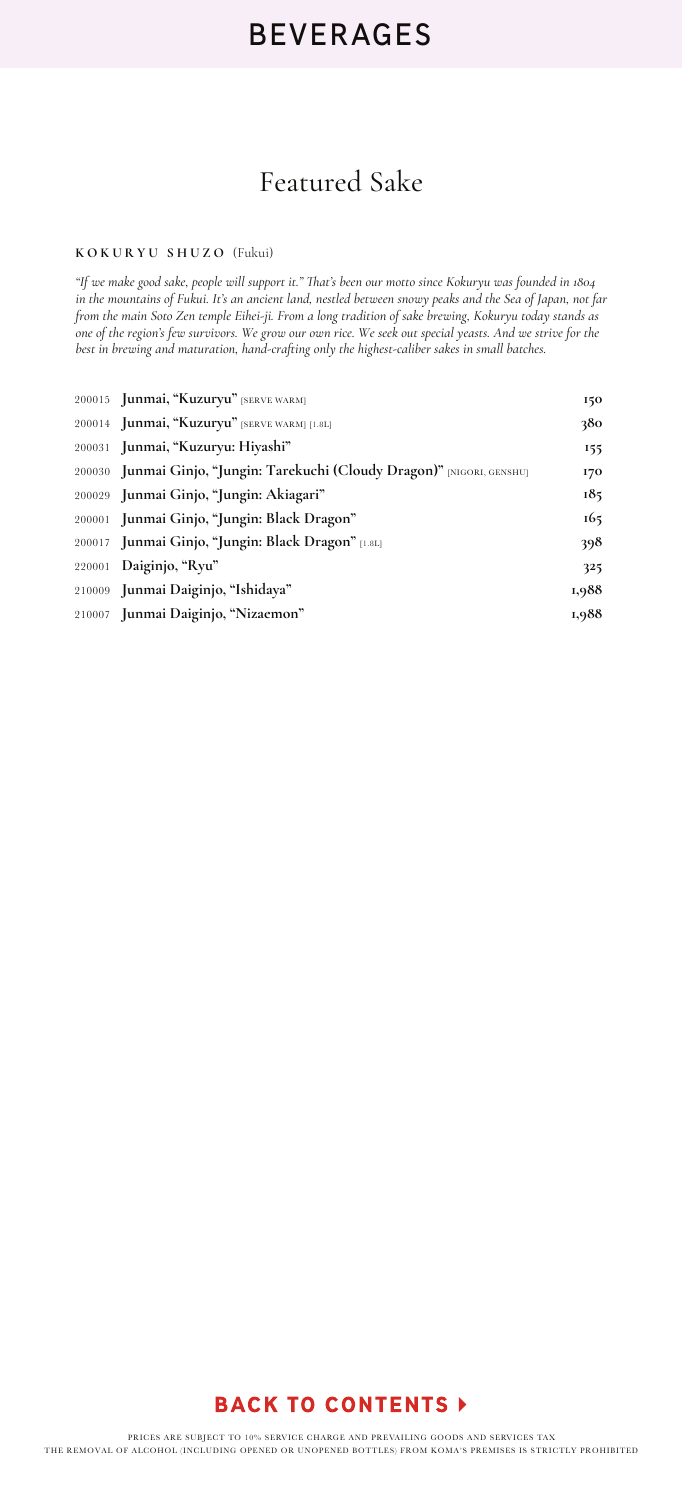# BEVERAGES

## Featured Sake

### KOKURYU SHUZO (Fukui)

*"If we make good sake, people will support it." That's been our motto since Kokuryu was founded in 1804 in the mountains of Fukui. It's an ancient land, nestled between snowy peaks and the Sea of Japan, not far from the main Soto Zen temple Eihei-ji. From a long tradition of sake brewing, Kokuryu today stands as one of the region's few survivors. We grow our own rice. We seek out special yeasts. And we strive for the best in brewing and maturation, hand-crafting only the highest-caliber sakes in small batches.*

| | | |
|---|---|---|
| 200015 | **Junmai, "Kuzuryu"** [SERVE WARM] | **150** |
| 200014 | **Junmai, "Kuzuryu"** [SERVE WARM] [1.8L] | **380** |
| 200031 | **Junmai, "Kuzuryu: Hiyashi"** | **155** |
| 200030 | **Junmai Ginjo, "Jungin: Tarekuchi (Cloudy Dragon)"** [NIGORI, GENSHU] | **170** |
| 200029 | **Junmai Ginjo, "Jungin: Akiagari"** | **185** |
| 200001 | **Junmai Ginjo, "Jungin: Black Dragon"** | **165** |
| 200017 | **Junmai Ginjo, "Jungin: Black Dragon"** [1.8L] | **398** |
| 220001 | **Daiginjo, "Ryu"** | **325** |
| 210009 | **Junmai Daiginjo, "Ishidaya"** | **1,988** |
| 210007 | **Junmai Daiginjo, "Nizaemon"** | **1,988** |

**BACK TO CONTENTS ▸**

PRICES ARE SUBJECT TO 10% SERVICE CHARGE AND PREVAILING GOODS AND SERVICES TAX
THE REMOVAL OF ALCOHOL (INCLUDING OPENED OR UNOPENED BOTTLES) FROM KOMA'S PREMISES IS STRICTLY PROHIBITED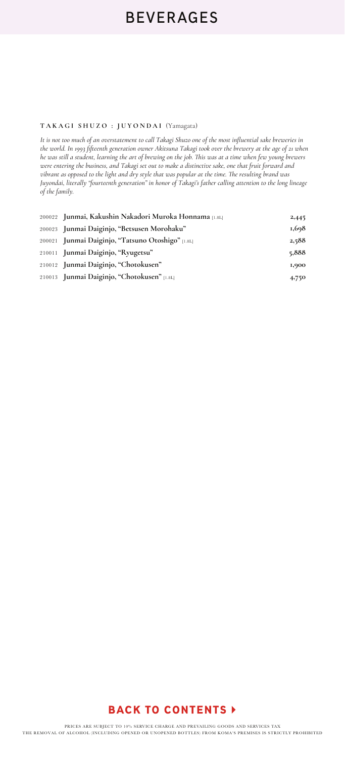# BEVERAGES

### TAKAGI SHUZO : JUYONDAI (Yamagata)

*It is not too much of an overstatement to call Takagi Shuzo one of the most influential sake breweries in the world. In 1993 fifteenth generation owner Akitsuna Takagi took over the brewery at the age of 21 when he was still a student, learning the art of brewing on the job. This was at a time when few young brewers were entering the business, and Takagi set out to make a distinctive sake, one that fruit forward and vibrant as opposed to the light and dry style that was popular at the time. The resulting brand was Juyondai, literally "fourteenth generation" in honor of Takagi's father calling attention to the long lineage of the family.*

| | | |
|---|---|---|
| 200022 | **Junmai, Kakushin Nakadori Muroka Honnama** [1.8L] | 2,445 |
| 200023 | **Junmai Daiginjo, "Betsusen Morohaku"** | 1,698 |
| 200021 | **Junmai Daiginjo, "Tatsuno Otoshigo"** [1.8L] | 2,588 |
| 210011 | **Junmai Daiginjo, "Ryugetsu"** | 5,888 |
| 210012 | **Junmai Daiginjo, "Chotokusen"** | 1,900 |
| 210013 | **Junmai Daiginjo, "Chotokusen"** [1.8L] | 4,750 |

**BACK TO CONTENTS ▸**

PRICES ARE SUBJECT TO 10% SERVICE CHARGE AND PREVAILING GOODS AND SERVICES TAX
THE REMOVAL OF ALCOHOL (INCLUDING OPENED OR UNOPENED BOTTLES) FROM KOMA'S PREMISES IS STRICTLY PROHIBITED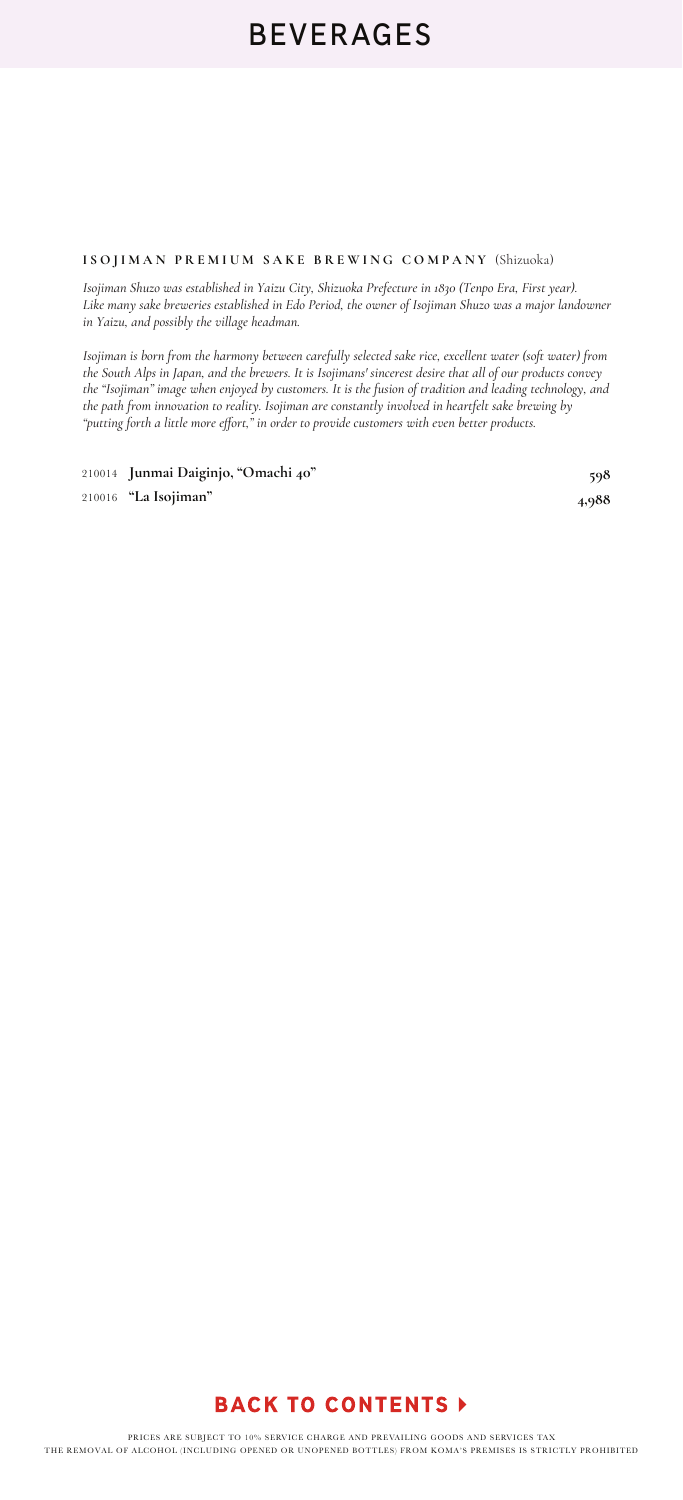# BEVERAGES

### ISOJIMAN PREMIUM SAKE BREWING COMPANY (Shizuoka)

*Isojiman Shuzo was established in Yaizu City, Shizuoka Prefecture in 1830 (Tenpo Era, First year). Like many sake breweries established in Edo Period, the owner of Isojiman Shuzo was a major landowner in Yaizu, and possibly the village headman.*

*Isojiman is born from the harmony between carefully selected sake rice, excellent water (soft water) from the South Alps in Japan, and the brewers. It is Isojimans' sincerest desire that all of our products convey the "Isojiman" image when enjoyed by customers. It is the fusion of tradition and leading technology, and the path from innovation to reality. Isojiman are constantly involved in heartfelt sake brewing by "putting forth a little more effort," in order to provide customers with even better products.*

| | | |
|---|---|---|
| 210014 | **Junmai Daiginjo, "Omachi 40"** | **598** |
| 210016 | **"La Isojiman"** | **4,988** |

**BACK TO CONTENTS ▶**

PRICES ARE SUBJECT TO 10% SERVICE CHARGE AND PREVAILING GOODS AND SERVICES TAX
THE REMOVAL OF ALCOHOL (INCLUDING OPENED OR UNOPENED BOTTLES) FROM KOMA'S PREMISES IS STRICTLY PROHIBITED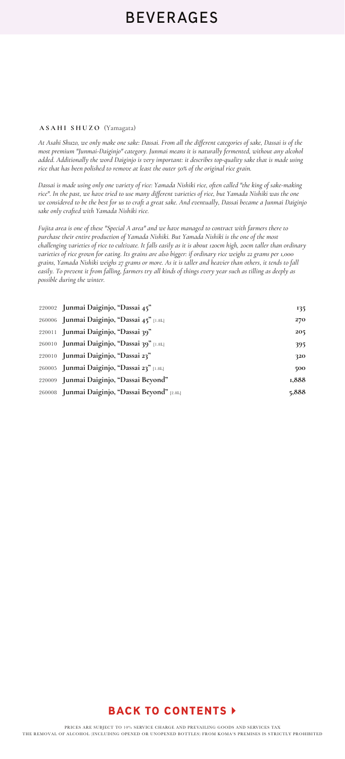# BEVERAGES

**ASAHI SHUZO** (Yamagata)

*At Asahi Shuzo, we only make one sake: Dassai. From all the different categories of sake, Dassai is of the most premium "Junmai-Daiginjo" category. Junmai means it is naturally fermented, without any alcohol added. Additionally the word Daiginjo is very important: it describes top-quality sake that is made using rice that has been polished to remove at least the outer 50% of the original rice grain.*

*Dassai is made using only one variety of rice: Yamada Nishiki rice, often called "the king of sake-making rice". In the past, we have tried to use many different varieties of rice, but Yamada Nishiki was the one we considered to be the best for us to craft a great sake. And eventually, Dassai became a Junmai Daiginjo sake only crafted with Yamada Nishiki rice.*

*Fujita area is one of these "Special A area" and we have managed to contract with farmers there to purchase their entire production of Yamada Nishiki. But Yamada Nishiki is the one of the most challenging varieties of rice to cultivate. It falls easily as it is about 120cm high, 20cm taller than ordinary varieties of rice grown for eating. Its grains are also bigger: if ordinary rice weighs 22 grams per 1,000 grains, Yamada Nishiki weighs 27 grams or more. As it is taller and heavier than others, it tends to fall easily. To prevent it from falling, farmers try all kinds of things every year such as tilling as deeply as possible during the winter.*

| | | |
|---|---|---|
| 220002 | **Junmai Daiginjo, "Dassai 45"** | **135** |
| 260006 | **Junmai Daiginjo, "Dassai 45"** [1.8L] | **270** |
| 220011 | **Junmai Daiginjo, "Dassai 39"** | **205** |
| 260010 | **Junmai Daiginjo, "Dassai 39"** [1.8L] | **395** |
| 220010 | **Junmai Daiginjo, "Dassai 23"** | **320** |
| 260005 | **Junmai Daiginjo, "Dassai 23"** [1.8L] | **500** |
| 220009 | **Junmai Daiginjo, "Dassai Beyond"** | **1,888** |
| 260008 | **Junmai Daiginjo, "Dassai Beyond"** [2.8L] | **5,888** |

**BACK TO CONTENTS ▸**

PRICES ARE SUBJECT TO 10% SERVICE CHARGE AND PREVAILING GOODS AND SERVICES TAX
THE REMOVAL OF ALCOHOL (INCLUDING OPENED OR UNOPENED BOTTLES) FROM KOMA'S PREMISES IS STRICTLY PROHIBITED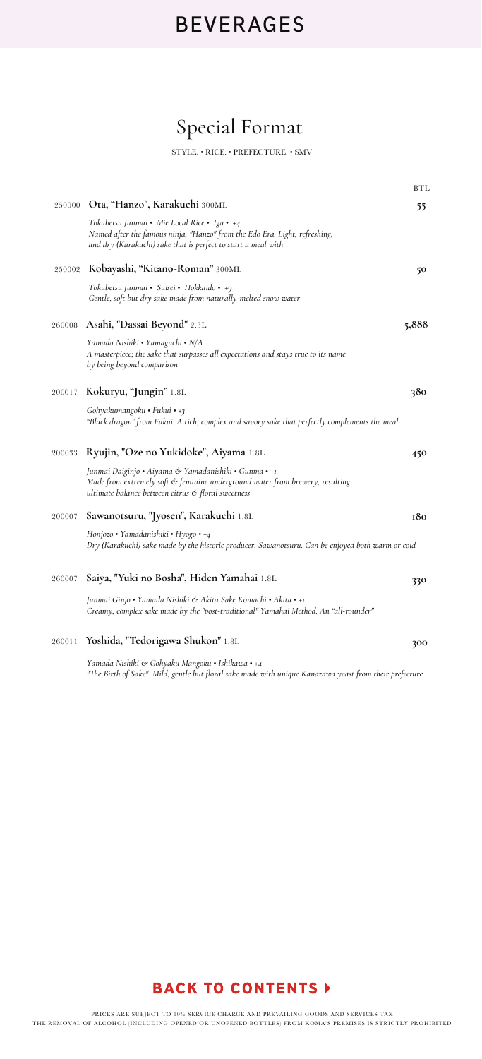# BEVERAGES

## Special Format

STYLE. • RICE. • PREFECTURE. • SMV

| | | BTL |
|---|---|---|
| 250000 | **Ota, "Hanzo", Karakuchi** 300ML | 55 |
| | *Tokubetsu Junmai • Mie Local Rice • Iga • +4*<br>*Named after the famous ninja, "Hanzo" from the Edo Era. Light, refreshing, and dry (Karakuchi) sake that is perfect to start a meal with* | |
| 250002 | **Kobayashi, "Kitano-Roman"** 300ML | 50 |
| | *Tokubetsu Junmai • Suisei • Hokkaido • +9*<br>*Gentle, soft but dry sake made from naturally-melted snow water* | |
| 260008 | **Asahi, "Dassai Beyond"** 2.3L | 5,888 |
| | *Yamada Nishiki • Yamaguchi • N/A*<br>*A masterpiece; the sake that surpasses all expectations and stays true to its name by being beyond comparison* | |
| 200017 | **Kokuryu, "Jungin"** 1.8L | 380 |
| | *Gohyakumangoku • Fukui • +3*<br>*"Black dragon" from Fukui. A rich, complex and savory sake that perfectly complements the meal* | |
| 200033 | **Ryujin, "Oze no Yukidoke", Aiyama** 1.8L | 450 |
| | *Junmai Daiginjo • Aiyama & Yamadanishiki • Gunma • +1*<br>*Made from extremely soft & feminine underground water from brewery, resulting ultimate balance between citrus & floral sweetness* | |
| 200007 | **Sawanotsuru, "Jyosen", Karakuchi** 1.8L | 180 |
| | *Honjozo • Yamadanishiki • Hyogo • +4*<br>*Dry (Karakuchi) sake made by the historic producer, Sawanotsuru. Can be enjoyed both warm or cold* | |
| 260007 | **Saiya, "Yuki no Bosha", Hiden Yamahai** 1.8L | 330 |
| | *Junmai Ginjo • Yamada Nishiki & Akita Sake Komachi • Akita • +1*<br>*Creamy, complex sake made by the "post-traditional" Yamahai Method. An "all-rounder"* | |
| 260011 | **Yoshida, "Tedorigawa Shukon"** 1.8L | 300 |
| | *Yamada Nishiki & Gohyaku Mangoku • Ishikawa • +4*<br>*"The Birth of Sake". Mild, gentle but floral sake made with unique Kanazawa yeast from their prefecture* | |

**BACK TO CONTENTS ▸**

PRICES ARE SUBJECT TO 10% SERVICE CHARGE AND PREVAILING GOODS AND SERVICES TAX
THE REMOVAL OF ALCOHOL (INCLUDING OPENED OR UNOPENED BOTTLES) FROM KOMA'S PREMISES IS STRICTLY PROHIBITED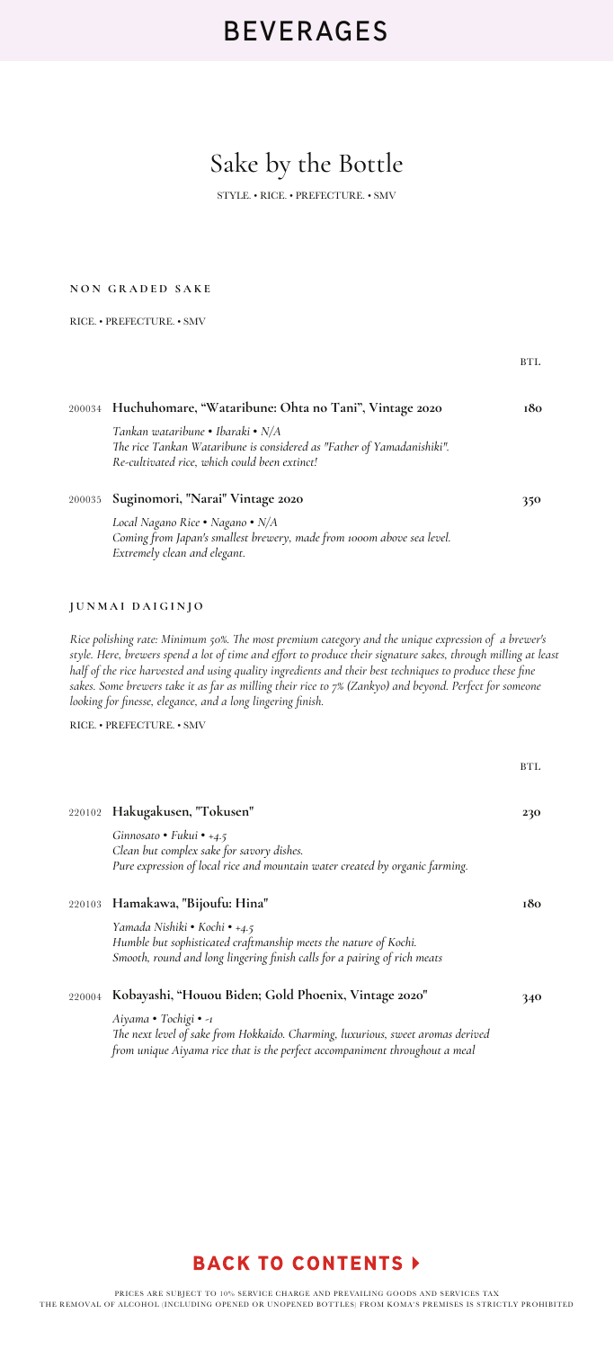# BEVERAGES

## Sake by the Bottle

STYLE. • RICE. • PREFECTURE. • SMV

### NON GRADED SAKE

RICE. • PREFECTURE. • SMV

| | | BTL. |
|---|---|---|
| 200034 | **Huchuhomare, "Wataribune: Ohta no Tani", Vintage 2020** | **180** |
| | *Tankan wataribune • Ibaraki • N/A*<br>*The rice Tankan Wataribune is considered as "Father of Yamadanishiki".*<br>*Re-cultivated rice, which could been extinct!* | |
| 200035 | **Suginomori, "Narai" Vintage 2020** | **350** |
| | *Local Nagano Rice • Nagano • N/A*<br>*Coming from Japan's smallest brewery, made from 1000m above sea level.*<br>*Extremely clean and elegant.* | |

### JUNMAI DAIGINJO

*Rice polishing rate: Minimum 50%. The most premium category and the unique expression of a brewer's style. Here, brewers spend a lot of time and effort to produce their signature sakes, through milling at least half of the rice harvested and using quality ingredients and their best techniques to produce these fine sakes. Some brewers take it as far as milling their rice to 7% (Zankyo) and beyond. Perfect for someone looking for finesse, elegance, and a long lingering finish.*

RICE. • PREFECTURE. • SMV

| | | BTL. |
|---|---|---|
| 220102 | **Hakugakusen, "Tokusen"** | **230** |
| | *Ginnosato • Fukui • +4.5*<br>*Clean but complex sake for savory dishes.*<br>*Pure expression of local rice and mountain water created by organic farming.* | |
| 220103 | **Hamakawa, "Bijoufu: Hina"** | **180** |
| | *Yamada Nishiki • Kochi • +4.5*<br>*Humble but sophisticated craftmanship meets the nature of Kochi.*<br>*Smooth, round and long lingering finish calls for a pairing of rich meats* | |
| 220004 | **Kobayashi, "Houou Biden; Gold Phoenix, Vintage 2020"** | **340** |
| | *Aiyama • Tochigi • -1*<br>*The next level of sake from Hokkaido. Charming, luxurious, sweet aromas derived*<br>*from unique Aiyama rice that is the perfect accompaniment throughout a meal* | |

**BACK TO CONTENTS ▸**

PRICES ARE SUBJECT TO 10% SERVICE CHARGE AND PREVAILING GOODS AND SERVICES TAX
THE REMOVAL OF ALCOHOL (INCLUDING OPENED OR UNOPENED BOTTLES) FROM KOMA'S PREMISES IS STRICTLY PROHIBITED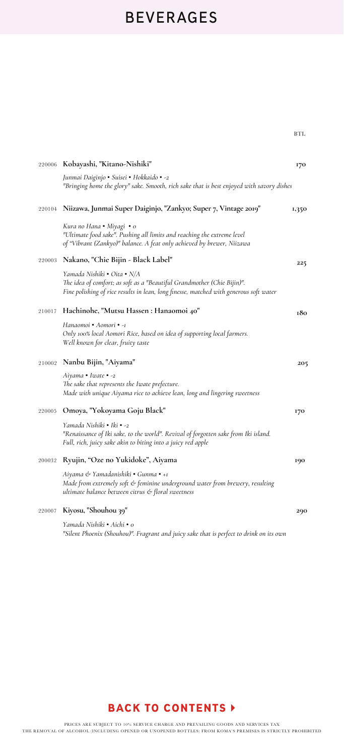# BEVERAGES

BTL

220006 **Kobayashi, "Kitano-Nishiki"** **170**

*Junmai Daiginjo • Suisei • Hokkaido • -2*
*"Bringing home the glory" sake. Smooth, rich sake that is best enjoyed with savory dishes*

220104 **Niizawa, Junmai Super Daiginjo, "Zankyo; Super 7, Vintage 2019"** **1,350**

*Kura no Hana • Miyagi • 0*
*"Ultimate food sake". Pushing all limits and reaching the extreme level of "Vibrant (Zankyo)" balance. A feat only achieved by brewer, Niizawa*

220003 **Nakano, "Chie Bijin - Black Label"** **225**

*Yamada Nishiki • Oita • N/A*
*The idea of comfort; as soft as a "Beautiful Grandmother (Chie Bijin)". Fine polishing of rice results in lean, long finesse, matched with generous soft water*

210017 **Hachinohe, "Mutsu Hassen : Hanaomoi 40"** **180**

*Hanaomoi • Aomori • -1*
*Only 100% local Aomori Rice, based on idea of supporting local farmers. Well known for clear, fruity taste*

210002 **Nanbu Bijin, "Aiyama"** **205**

*Aiyama • Iwate • -2*
*The sake that represents the Iwate prefecture. Made with unique Aiyama rice to achieve lean, long and lingering sweetness*

220005 **Omoya, "Yokoyama Goju Black"** **170**

*Yamada Nishiki • Iki • -2*
*"Renaissance of Iki sake, to the world". Revival of forgotten sake from Iki island. Full, rich, juicy sake akin to biting into a juicy red apple*

200032 **Ryujin, "Oze no Yukidoke", Aiyama** **190**

*Aiyama & Yamadanishiki • Gunma • +1*
*Made from extremely soft & feminine underground water from brewery, resulting ultimate balance between citrus & floral sweetness*

220007 **Kiyosu, "Shouhou 39"** **290**

*Yamada Nishiki • Aichi • 0*
*"Silent Phoenix (Shouhou)". Fragrant and juicy sake that is perfect to drink on its own*

**BACK TO CONTENTS ▸**

PRICES ARE SUBJECT TO 10% SERVICE CHARGE AND PREVAILING GOODS AND SERVICES TAX
THE REMOVAL OF ALCOHOL (INCLUDING OPENED OR UNOPENED BOTTLES) FROM KOMA'S PREMISES IS STRICTLY PROHIBITED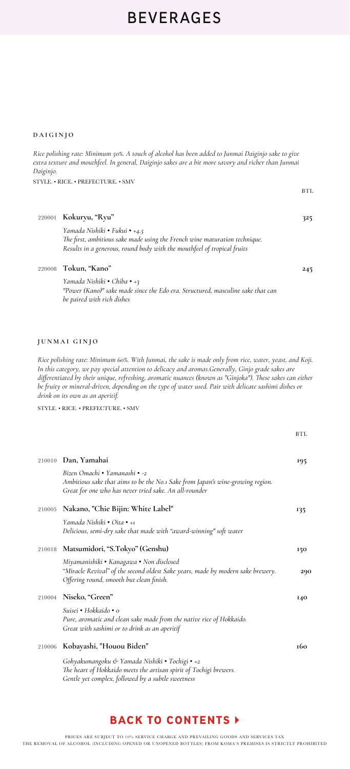# BEVERAGES

## DAIGINJO

*Rice polishing rate: Minimum 50%. A touch of alcohol has been added to Junmai Daiginjo sake to give extra texture and mouthfeel. In general, Daiginjo sakes are a bit more savory and richer than Junmai Daiginjo.*

STYLE. • RICE. • PREFECTURE. • SMV

| | | BTL. |
|---|---|---|
| 220001 | **Kokuryu, "Ryu"**<br>*Yamada Nishiki • Fukui • +4.5*<br>*The first, ambitious sake made using the French wine maturation technique. Results in a generous, round body with the mouthfeel of tropical fruits* | 325 |
| 220008 | **Tokun, "Kano"**<br>*Yamada Nishiki • Chiba • +3*<br>*"Power (Kano)" sake made since the Edo era. Structured, masculine sake that can be paired with rich dishes* | 245 |

## JUNMAI GINJO

*Rice polishing rate: Minimum 60%. With Junmai, the sake is made only from rice, water, yeast, and Koji. In this category, we pay special attention to delicacy and aromas.Generally, Ginjo grade sakes are differentiated by their unique, refreshing, aromatic nuances (known as "Ginjoka"). These sakes can either be fruity or mineral-driven, depending on the type of water used. Pair with delicate sashimi dishes or drink on its own as an aperitif.*

STYLE. • RICE. • PREFECTURE. • SMV

| | | BTL. |
|---|---|---|
| 210010 | **Dan, Yamahai**<br>*Bizen Omachi • Yamanashi • -2*<br>*Ambitious sake that aims to be the No.1 Sake from Japan's wine-growing region. Great for one who has never tried sake. An all-rounder* | 195 |
| 210005 | **Nakano, "Chie Bijin: White Label"**<br>*Yamada Nishiki • Oita • +1*<br>*Delicious, semi-dry sake that made with "award-winning" soft water* | 135 |
| 210018 | **Matsumidori, "S.Tokyo" (Genshu)**<br>*Miyamanishiki • Kanagawa • Non disclosed*<br>*"Miracle Revival" of the second oldest Sake years, made by modern sake brewery. Offering round, smooth but clean finish.* | 150<br>290 |
| 210004 | **Niseko, "Green"**<br>*Suisei • Hokkaido • 0*<br>*Pure, aromatic and clean sake made from the native rice of Hokkaido. Great with sashimi or to drink as an aperitif* | 140 |
| 210006 | **Kobayashi, "Houou Biden"**<br>*Gohyakumangoku & Yamada Nishiki • Tochigi • +2*<br>*The heart of Hokkaido meets the artisan spirit of Tochigi brewers. Gentle yet complex, followed by a subtle sweetness* | 160 |

**BACK TO CONTENTS ▸**

PRICES ARE SUBJECT TO 10% SERVICE CHARGE AND PREVAILING GOODS AND SERVICES TAX
THE REMOVAL OF ALCOHOL (INCLUDING OPENED OR UNOPENED BOTTLES) FROM KOMA'S PREMISES IS STRICTLY PROHIBITED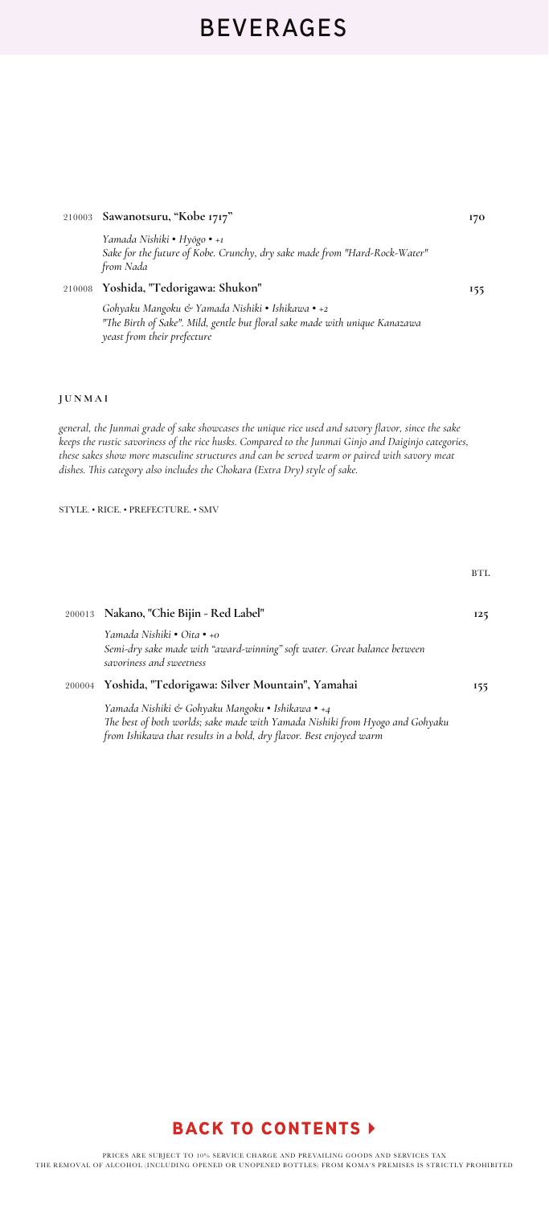# BEVERAGES

210003 **Sawanotsuru, "Kobe 1717"** **170**

*Yamada Nishiki • Hyōgo • +1*
*Sake for the future of Kobe. Crunchy, dry sake made from "Hard-Rock-Water" from Nada*

210008 **Yoshida, "Tedorigawa: Shukon"** **155**

*Gohyaku Mangoku & Yamada Nishiki • Ishikawa • +2*
*"The Birth of Sake". Mild, gentle but floral sake made with unique Kanazawa yeast from their prefecture*

## JUNMAI

*general, the Junmai grade of sake showcases the unique rice used and savory flavor, since the sake keeps the rustic savoriness of the rice husks. Compared to the Junmai Ginjo and Daiginjo categories, these sakes show more masculine structures and can be served warm or paired with savory meat dishes. This category also includes the Chokara (Extra Dry) style of sake.*

STYLE. • RICE. • PREFECTURE. • SMV

BTL

200013 **Nakano, "Chie Bijin - Red Label"** **125**

*Yamada Nishiki • Oita • +0*
*Semi-dry sake made with "award-winning" soft water. Great balance between savoriness and sweetness*

200004 **Yoshida, "Tedorigawa: Silver Mountain", Yamahai** **155**

*Yamada Nishiki & Gohyaku Mangoku • Ishikawa • +4*
*The best of both worlds; sake made with Yamada Nishiki from Hyogo and Gohyaku from Ishikawa that results in a bold, dry flavor. Best enjoyed warm*

**BACK TO CONTENTS ▸**

PRICES ARE SUBJECT TO 10% SERVICE CHARGE AND PREVAILING GOODS AND SERVICES TAX
THE REMOVAL OF ALCOHOL (INCLUDING OPENED OR UNOPENED BOTTLES) FROM KOMA'S PREMISES IS STRICTLY PROHIBITED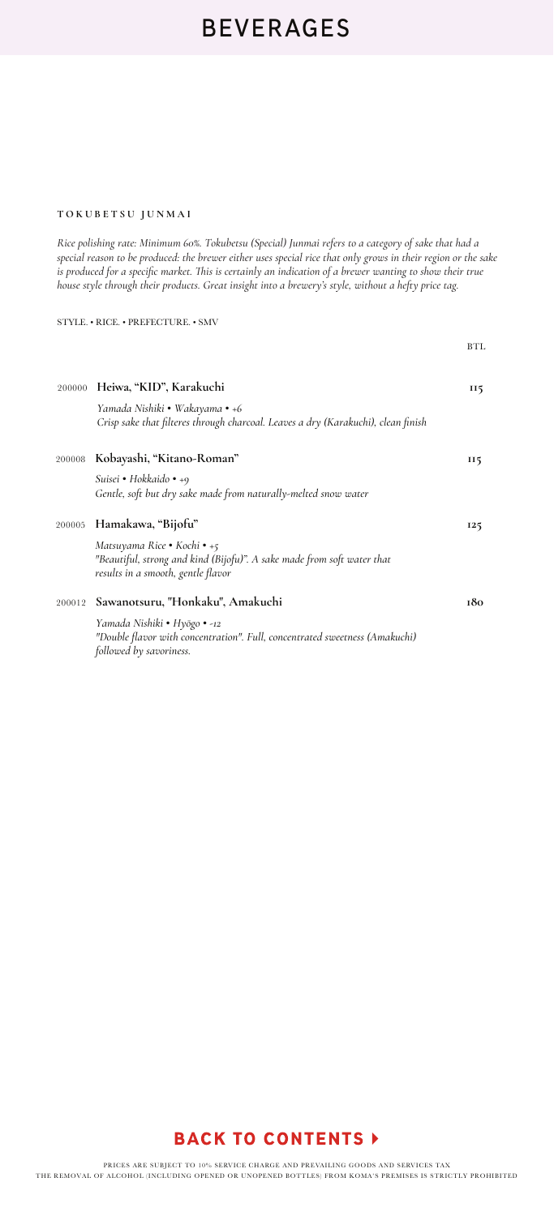# BEVERAGES

### TOKUBETSU JUNMAI

*Rice polishing rate: Minimum 60%. Tokubetsu (Special) Junmai refers to a category of sake that had a special reason to be produced: the brewer either uses special rice that only grows in their region or the sake is produced for a specific market. This is certainly an indication of a brewer wanting to show their true house style through their products. Great insight into a brewery's style, without a hefty price tag.*

STYLE. • RICE. • PREFECTURE. • SMV

| | | BTL |
|---|---|---|
| 200000 | **Heiwa, "KID", Karakuchi**<br>*Yamada Nishiki • Wakayama • +6*<br>*Crisp sake that filteres through charcoal. Leaves a dry (Karakuchi), clean finish* | **115** |
| 200008 | **Kobayashi, "Kitano-Roman"**<br>*Suisei • Hokkaido • +9*<br>*Gentle, soft but dry sake made from naturally-melted snow water* | **115** |
| 200005 | **Hamakawa, "Bijofu"**<br>*Matsuyama Rice • Kochi • +5*<br>*"Beautiful, strong and kind (Bijofu)". A sake made from soft water that results in a smooth, gentle flavor* | **125** |
| 200012 | **Sawanotsuru, "Honkaku", Amakuchi**<br>*Yamada Nishiki • Hyōgo • -12*<br>*"Double flavor with concentration". Full, concentrated sweetness (Amakuchi) followed by savoriness.* | **180** |

**BACK TO CONTENTS ▸**

PRICES ARE SUBJECT TO 10% SERVICE CHARGE AND PREVAILING GOODS AND SERVICES TAX

THE REMOVAL OF ALCOHOL (INCLUDING OPENED OR UNOPENED BOTTLES) FROM KOMA'S PREMISES IS STRICTLY PROHIBITED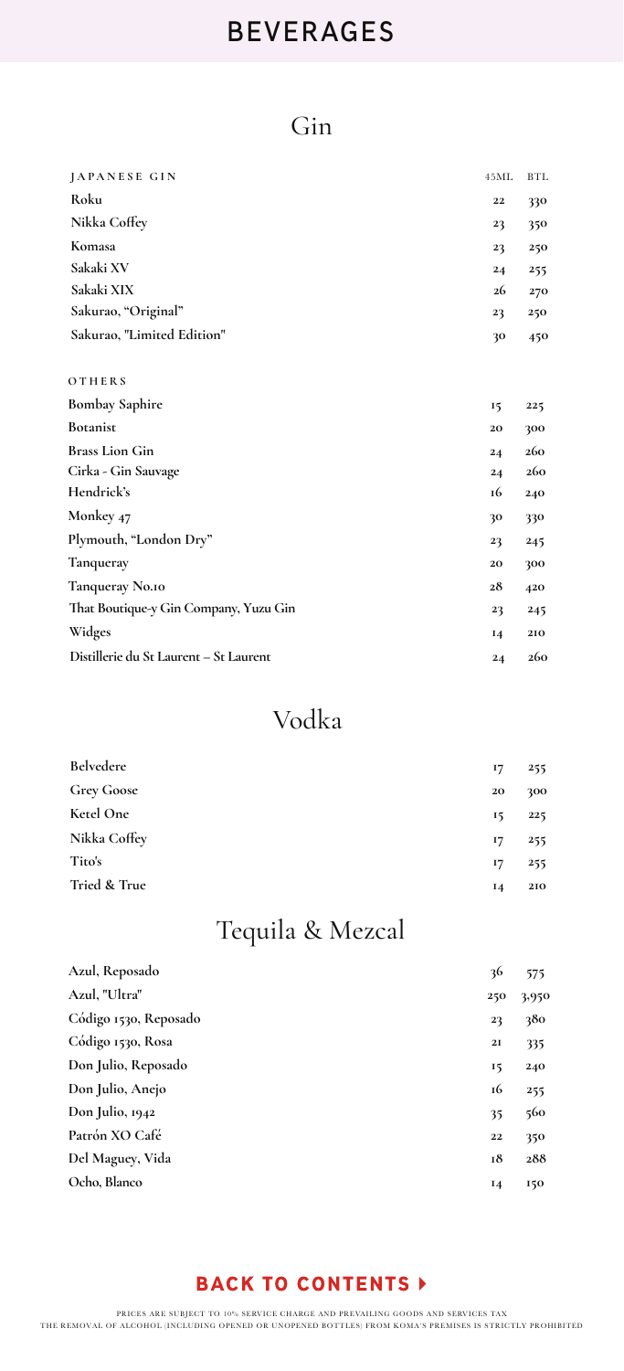# BEVERAGES

## Gin

| JAPANESE GIN | 45ML | BTL |
|---|---|---|
| Roku | 22 | 330 |
| Nikka Coffey | 23 | 350 |
| Komasa | 23 | 250 |
| Sakaki XV | 24 | 255 |
| Sakaki XIX | 26 | 270 |
| Sakurao, "Original" | 23 | 250 |
| Sakurao, "Limited Edition" | 30 | 450 |

| OTHERS | | |
|---|---|---|
| Bombay Saphire | 15 | 225 |
| Botanist | 20 | 300 |
| Brass Lion Gin | 24 | 260 |
| Cirka - Gin Sauvage | 24 | 260 |
| Hendrick's | 16 | 240 |
| Monkey 47 | 30 | 330 |
| Plymouth, "London Dry" | 23 | 245 |
| Tanqueray | 20 | 300 |
| Tanqueray No.10 | 28 | 420 |
| That Boutique-y Gin Company, Yuzu Gin | 23 | 245 |
| Widges | 14 | 210 |
| Distillerie du St Laurent – St Laurent | 24 | 260 |

## Vodka

| | | |
|---|---|---|
| Belvedere | 17 | 255 |
| Grey Goose | 20 | 300 |
| Ketel One | 15 | 225 |
| Nikka Coffey | 17 | 255 |
| Tito's | 17 | 255 |
| Tried & True | 14 | 210 |

## Tequila & Mezcal

| | | |
|---|---|---|
| Azul, Reposado | 36 | 575 |
| Azul, "Ultra" | 250 | 3,950 |
| Código 1530, Reposado | 23 | 380 |
| Código 1530, Rosa | 21 | 335 |
| Don Julio, Reposado | 15 | 240 |
| Don Julio, Anejo | 16 | 255 |
| Don Julio, 1942 | 35 | 560 |
| Patrón XO Café | 22 | 350 |
| Del Maguey, Vida | 18 | 288 |
| Ocho, Blanco | 14 | 150 |

**BACK TO CONTENTS ▸**

PRICES ARE SUBJECT TO 10% SERVICE CHARGE AND PREVAILING GOODS AND SERVICES TAX
THE REMOVAL OF ALCOHOL (INCLUDING OPENED OR UNOPENED BOTTLES) FROM KOMA'S PREMISES IS STRICTLY PROHIBITED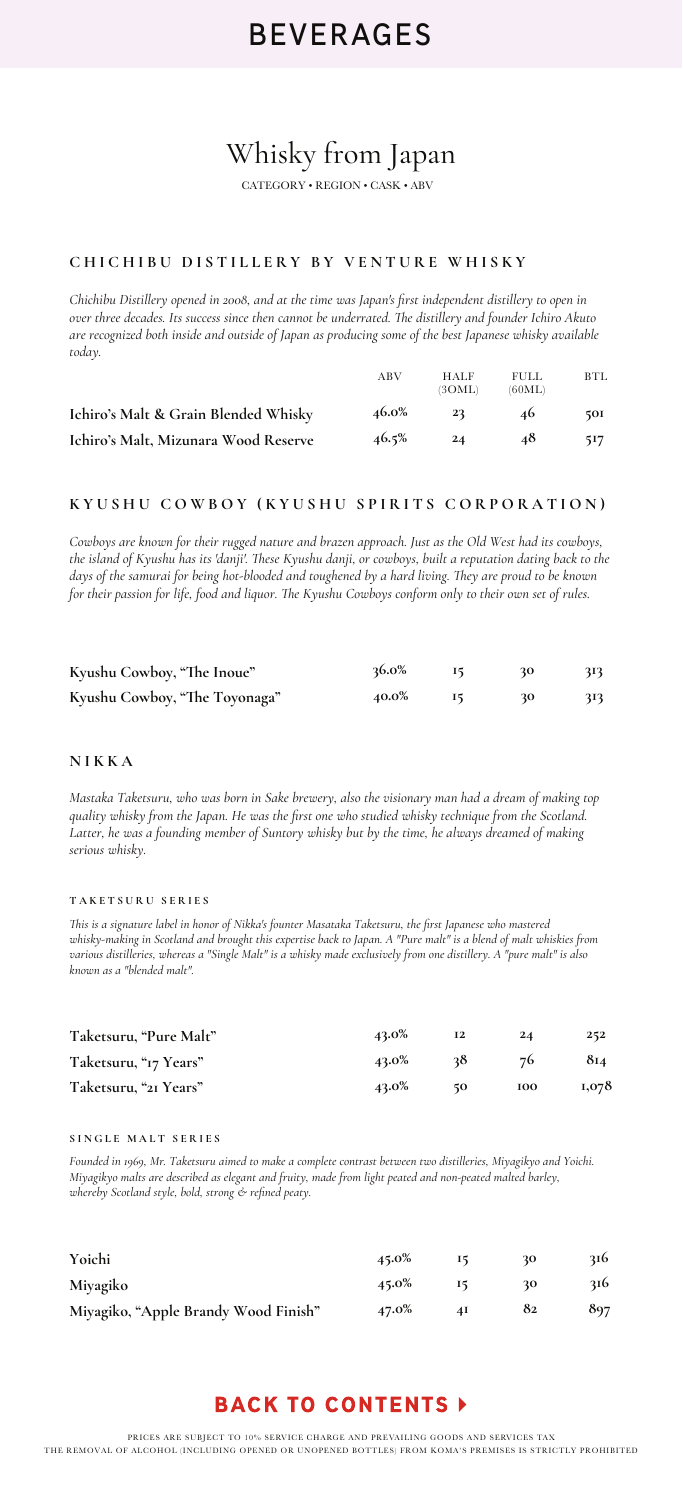# BEVERAGES

## Whisky from Japan

CATEGORY • REGION • CASK • ABV

### CHICHIBU DISTILLERY BY VENTURE WHISKY

*Chichibu Distillery opened in 2008, and at the time was Japan's first independent distillery to open in over three decades. Its success since then cannot be underrated. The distillery and founder Ichiro Akuto are recognized both inside and outside of Japan as producing some of the best Japanese whisky available today.*

| | ABV | HALF (30ML) | FULL (60ML) | BTL |
|---|---|---|---|---|
| **Ichiro's Malt & Grain Blended Whisky** | 46.0% | 23 | 46 | 501 |
| **Ichiro's Malt, Mizunara Wood Reserve** | 46.5% | 24 | 48 | 517 |

### KYUSHU COWBOY (KYUSHU SPIRITS CORPORATION)

*Cowboys are known for their rugged nature and brazen approach. Just as the Old West had its cowboys, the island of Kyushu has its 'danji'. These Kyushu danji, or cowboys, built a reputation dating back to the days of the samurai for being hot-blooded and toughened by a hard living. They are proud to be known for their passion for life, food and liquor. The Kyushu Cowboys conform only to their own set of rules.*

| | ABV | HALF (30ML) | FULL (60ML) | BTL |
|---|---|---|---|---|
| **Kyushu Cowboy, "The Inoue"** | 36.0% | 15 | 30 | 313 |
| **Kyushu Cowboy, "The Toyonaga"** | 40.0% | 15 | 30 | 313 |

### NIKKA

*Mastaka Taketsuru, who was born in Sake brewery, also the visionary man had a dream of making top quality whisky from the Japan. He was the first one who studied whisky technique from the Scotland. Latter, he was a founding member of Suntory whisky but by the time, he always dreamed of making serious whisky.*

#### TAKETSURU SERIES

*This is a signature label in honor of Nikka's founter Masataka Taketsuru, the first Japanese who mastered whisky-making in Scotland and brought this expertise back to Japan. A "Pure malt" is a blend of malt whiskies from various distilleries, whereas a "Single Malt" is a whisky made exclusively from one distillery. A "pure malt" is also known as a "blended malt".*

| | ABV | HALF (30ML) | FULL (60ML) | BTL |
|---|---|---|---|---|
| **Taketsuru, "Pure Malt"** | 43.0% | 12 | 24 | 252 |
| **Taketsuru, "17 Years"** | 43.0% | 38 | 76 | 814 |
| **Taketsuru, "21 Years"** | 43.0% | 50 | 100 | 1,078 |

#### SINGLE MALT SERIES

*Founded in 1969, Mr. Taketsuru aimed to make a complete contrast between two distilleries, Miyagikyo and Yoichi. Miyagikyo malts are described as elegant and fruity, made from light peated and non-peated malted barley, whereby Scotland style, bold, strong & refined peaty.*

| | ABV | HALF (30ML) | FULL (60ML) | BTL |
|---|---|---|---|---|
| **Yoichi** | 45.0% | 15 | 30 | 316 |
| **Miyagiko** | 45.0% | 15 | 30 | 316 |
| **Miyagiko, "Apple Brandy Wood Finish"** | 47.0% | 41 | 82 | 897 |

**BACK TO CONTENTS ▸**

PRICES ARE SUBJECT TO 10% SERVICE CHARGE AND PREVAILING GOODS AND SERVICES TAX
THE REMOVAL OF ALCOHOL (INCLUDING OPENED OR UNOPENED BOTTLES) FROM KOMA'S PREMISES IS STRICTLY PROHIBITED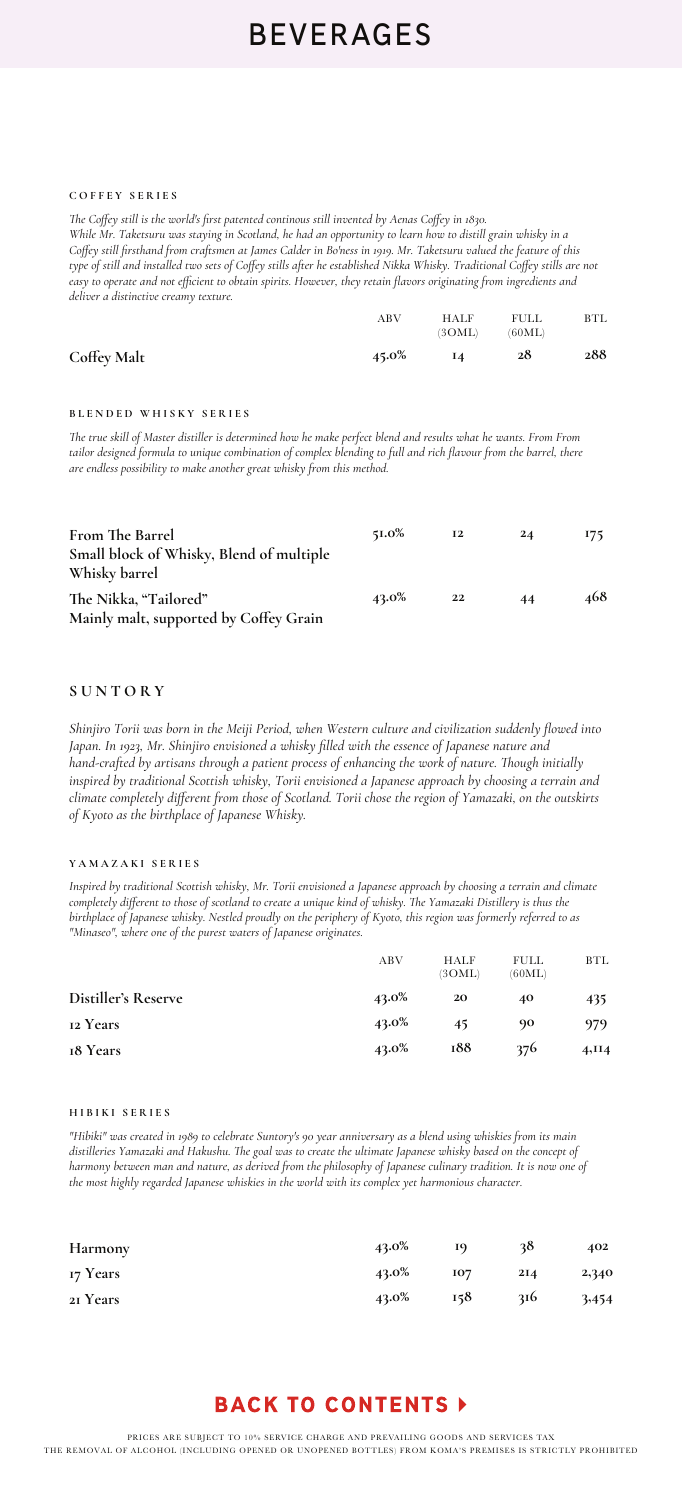# BEVERAGES

### COFFEY SERIES

*The Coffey still is the world's first patented continous still invented by Aenas Coffey in 1830. While Mr. Taketsuru was staying in Scotland, he had an opportunity to learn how to distill grain whisky in a Coffey still firsthand from craftsmen at James Calder in Bo'ness in 1919. Mr. Taketsuru valued the feature of this type of still and installed two sets of Coffey stills after he established Nikka Whisky. Traditional Coffey stills are not easy to operate and not efficient to obtain spirits. However, they retain flavors originating from ingredients and deliver a distinctive creamy texture.*

| | ABV | HALF (30ML) | FULL (60ML) | BTL |
|---|---|---|---|---|
| **Coffey Malt** | 45.0% | 14 | 28 | 288 |

### BLENDED WHISKY SERIES

*The true skill of Master distiller is determined how he make perfect blend and results what he wants. From From tailor designed formula to unique combination of complex blending to full and rich flavour from the barrel, there are endless possibility to make another great whisky from this method.*

| | ABV | HALF (30ML) | FULL (60ML) | BTL |
|---|---|---|---|---|
| **From The Barrel**<br>**Small block of Whisky, Blend of multiple Whisky barrel** | 51.0% | 12 | 24 | 175 |
| **The Nikka, "Tailored"**<br>**Mainly malt, supported by Coffey Grain** | 43.0% | 22 | 44 | 468 |

## SUNTORY

*Shinjiro Torii was born in the Meiji Period, when Western culture and civilization suddenly flowed into Japan. In 1923, Mr. Shinjiro envisioned a whisky filled with the essence of Japanese nature and hand-crafted by artisans through a patient process of enhancing the work of nature. Though initially inspired by traditional Scottish whisky, Torii envisioned a Japanese approach by choosing a terrain and climate completely different from those of Scotland. Torii chose the region of Yamazaki, on the outskirts of Kyoto as the birthplace of Japanese Whisky.*

### YAMAZAKI SERIES

*Inspired by traditional Scottish whisky, Mr. Torii envisioned a Japanese approach by choosing a terrain and climate completely different to those of scotland to create a unique kind of whisky. The Yamazaki Distillery is thus the birthplace of Japanese whisky. Nestled proudly on the periphery of Kyoto, this region was formerly referred to as "Minaseo", where one of the purest waters of Japanese originates.*

| | ABV | HALF (30ML) | FULL (60ML) | BTL |
|---|---|---|---|---|
| **Distiller's Reserve** | 43.0% | 20 | 40 | 435 |
| **12 Years** | 43.0% | 45 | 90 | 979 |
| **18 Years** | 43.0% | 188 | 376 | 4,114 |

### HIBIKI SERIES

*"Hibiki" was created in 1989 to celebrate Suntory's 90 year anniversary as a blend using whiskies from its main distilleries Yamazaki and Hakushu. The goal was to create the ultimate Japanese whisky based on the concept of harmony between man and nature, as derived from the philosophy of Japanese culinary tradition. It is now one of the most highly regarded Japanese whiskies in the world with its complex yet harmonious character.*

| | ABV | HALF (30ML) | FULL (60ML) | BTL |
|---|---|---|---|---|
| **Harmony** | 43.0% | 19 | 38 | 402 |
| **17 Years** | 43.0% | 107 | 214 | 2,340 |
| **21 Years** | 43.0% | 158 | 316 | 3,454 |

**BACK TO CONTENTS ▸**

PRICES ARE SUBJECT TO 10% SERVICE CHARGE AND PREVAILING GOODS AND SERVICES TAX
THE REMOVAL OF ALCOHOL (INCLUDING OPENED OR UNOPENED BOTTLES) FROM KOMA'S PREMISES IS STRICTLY PROHIBITED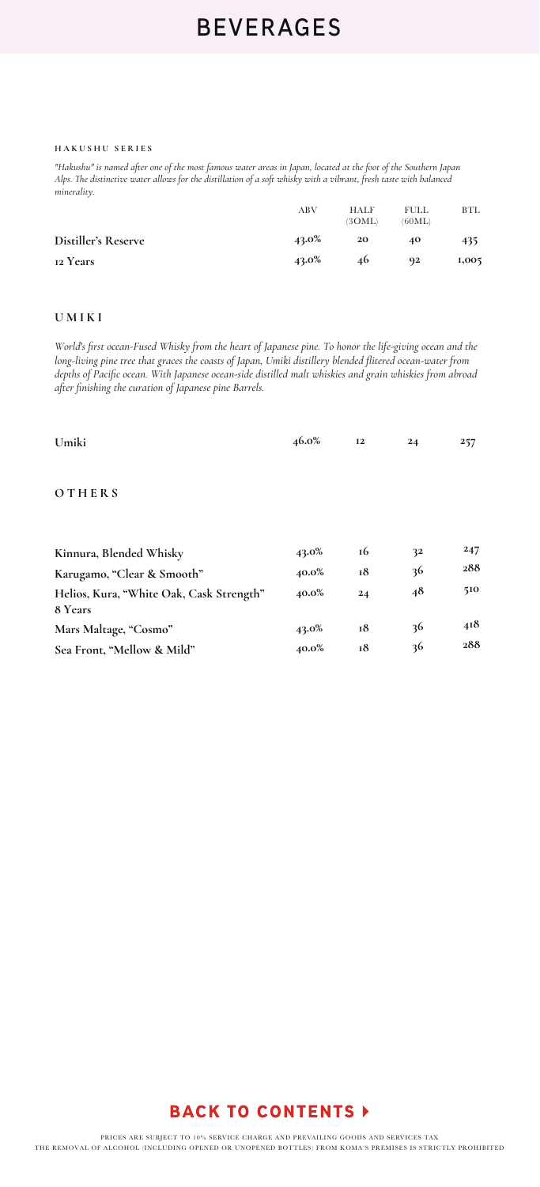# BEVERAGES

### HAKUSHU SERIES

*"Hakushu" is named after one of the most famous water areas in Japan, located at the foot of the Southern Japan Alps. The distinctive water allows for the distillation of a soft whisky with a vibrant, fresh taste with balanced minerality.*

| | ABV | HALF (30ML) | FULL (60ML) | BTL |
|---|---|---|---|---|
| **Distiller's Reserve** | 43.0% | 20 | 40 | 435 |
| **12 Years** | 43.0% | 46 | 92 | 1,005 |

### UMIKI

*World's first ocean-Fused Whisky from the heart of Japanese pine. To honor the life-giving ocean and the long-living pine tree that graces the coasts of Japan, Umiki distillery blended flitered ocean-water from depths of Pacific ocean. With Japanese ocean-side distilled malt whiskies and grain whiskies from abroad after finishing the curation of Japanese pine Barrels.*

| | | | | |
|---|---|---|---|---|
| **Umiki** | 46.0% | 12 | 24 | 257 |

### OTHERS

| | | | | |
|---|---|---|---|---|
| **Kinnura, Blended Whisky** | 43.0% | 16 | 32 | 247 |
| **Karugamo, "Clear & Smooth"** | 40.0% | 18 | 36 | 288 |
| **Helios, Kura, "White Oak, Cask Strength" 8 Years** | 40.0% | 24 | 48 | 510 |
| **Mars Maltage, "Cosmo"** | 43.0% | 18 | 36 | 418 |
| **Sea Front, "Mellow & Mild"** | 40.0% | 18 | 36 | 288 |

**BACK TO CONTENTS ▸**

PRICES ARE SUBJECT TO 10% SERVICE CHARGE AND PREVAILING GOODS AND SERVICES TAX
THE REMOVAL OF ALCOHOL (INCLUDING OPENED OR UNOPENED BOTTLES) FROM KOMA'S PREMISES IS STRICTLY PROHIBITED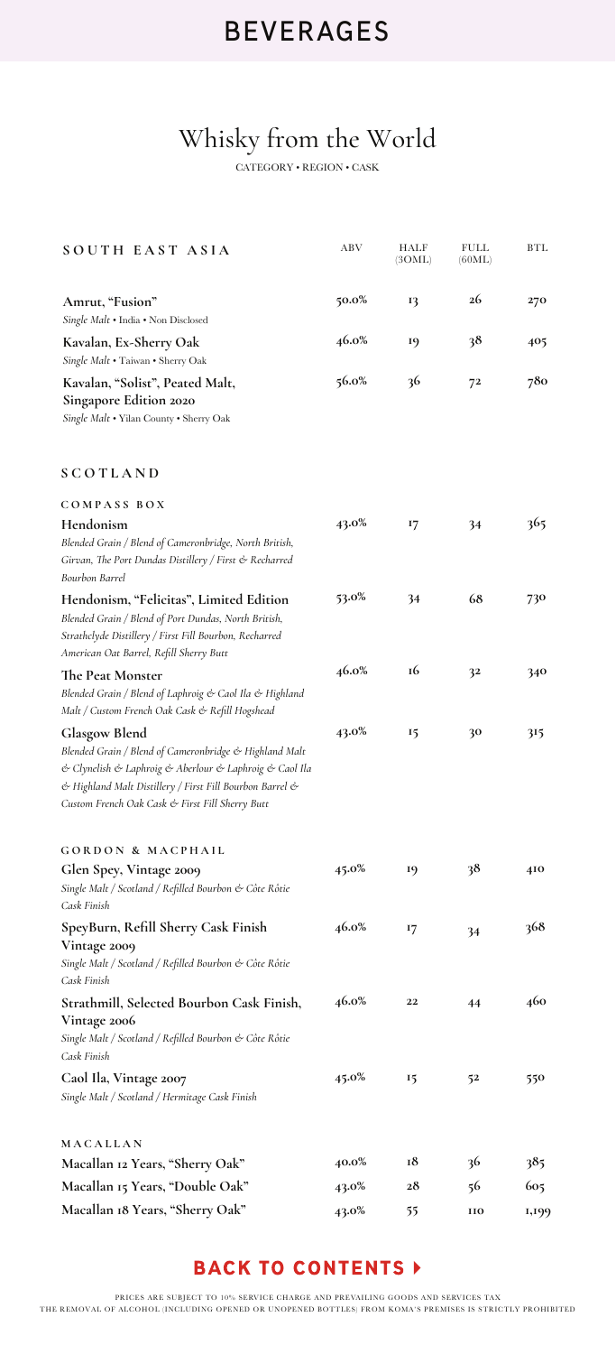# BEVERAGES

## Whisky from the World

CATEGORY • REGION • CASK

| SOUTH EAST ASIA | ABV | HALF (30ML) | FULL (60ML) | BTL |
|---|---|---|---|---|
| **Amrut, "Fusion"**<br>*Single Malt* • India • Non Disclosed | 50.0% | 13 | 26 | 270 |
| **Kavalan, Ex-Sherry Oak**<br>*Single Malt* • Taiwan • Sherry Oak | 46.0% | 19 | 38 | 405 |
| **Kavalan, "Solist", Peated Malt, Singapore Edition 2020**<br>*Single Malt* • Yilan County • Sherry Oak | 56.0% | 36 | 72 | 780 |
| **SCOTLAND** | | | | |
| COMPASS BOX | | | | |
| **Hendonism**<br>*Blended Grain / Blend of Cameronbridge, North British, Girvan, The Port Dundas Distillery / First & Recharred Bourbon Barrel* | 43.0% | 17 | 34 | 365 |
| **Hendonism, "Felicitas", Limited Edition**<br>*Blended Grain / Blend of Port Dundas, North British, Strathclyde Distillery / First Fill Bourbon, Recharred American Oat Barrel, Refill Sherry Butt* | 53.0% | 34 | 68 | 730 |
| **The Peat Monster**<br>*Blended Grain / Blend of Laphroig & Caol Ila & Highland Malt / Custom French Oak Cask & Refill Hogshead* | 46.0% | 16 | 32 | 340 |
| **Glasgow Blend**<br>*Blended Grain / Blend of Cameronbridge & Highland Malt & Clynelish & Laphroig & Aberlour & Laphroig & Caol Ila & Highland Malt Distillery / First Fill Bourbon Barrel & Custom French Oak Cask & First Fill Sherry Butt* | 43.0% | 15 | 30 | 315 |
| GORDON & MACPHAIL | | | | |
| **Glen Spey, Vintage 2009**<br>*Single Malt / Scotland / Refilled Bourbon & Côte Rôtie Cask Finish* | 45.0% | 19 | 38 | 410 |
| **SpeyBurn, Refill Sherry Cask Finish Vintage 2009**<br>*Single Malt / Scotland / Refilled Bourbon & Côte Rôtie Cask Finish* | 46.0% | 17 | 34 | 368 |
| **Strathmill, Selected Bourbon Cask Finish, Vintage 2006**<br>*Single Malt / Scotland / Refilled Bourbon & Côte Rôtie Cask Finish* | 46.0% | 22 | 44 | 460 |
| **Caol Ila, Vintage 2007**<br>*Single Malt / Scotland / Hermitage Cask Finish* | 45.0% | 15 | 52 | 550 |
| MACALLAN | | | | |
| **Macallan 12 Years, "Sherry Oak"** | 40.0% | 18 | 36 | 385 |
| **Macallan 15 Years, "Double Oak"** | 43.0% | 28 | 56 | 605 |
| **Macallan 18 Years, "Sherry Oak"** | 43.0% | 55 | 110 | 1,199 |

**BACK TO CONTENTS ▸**

PRICES ARE SUBJECT TO 10% SERVICE CHARGE AND PREVAILING GOODS AND SERVICES TAX
THE REMOVAL OF ALCOHOL (INCLUDING OPENED OR UNOPENED BOTTLES) FROM KOMA'S PREMISES IS STRICTLY PROHIBITED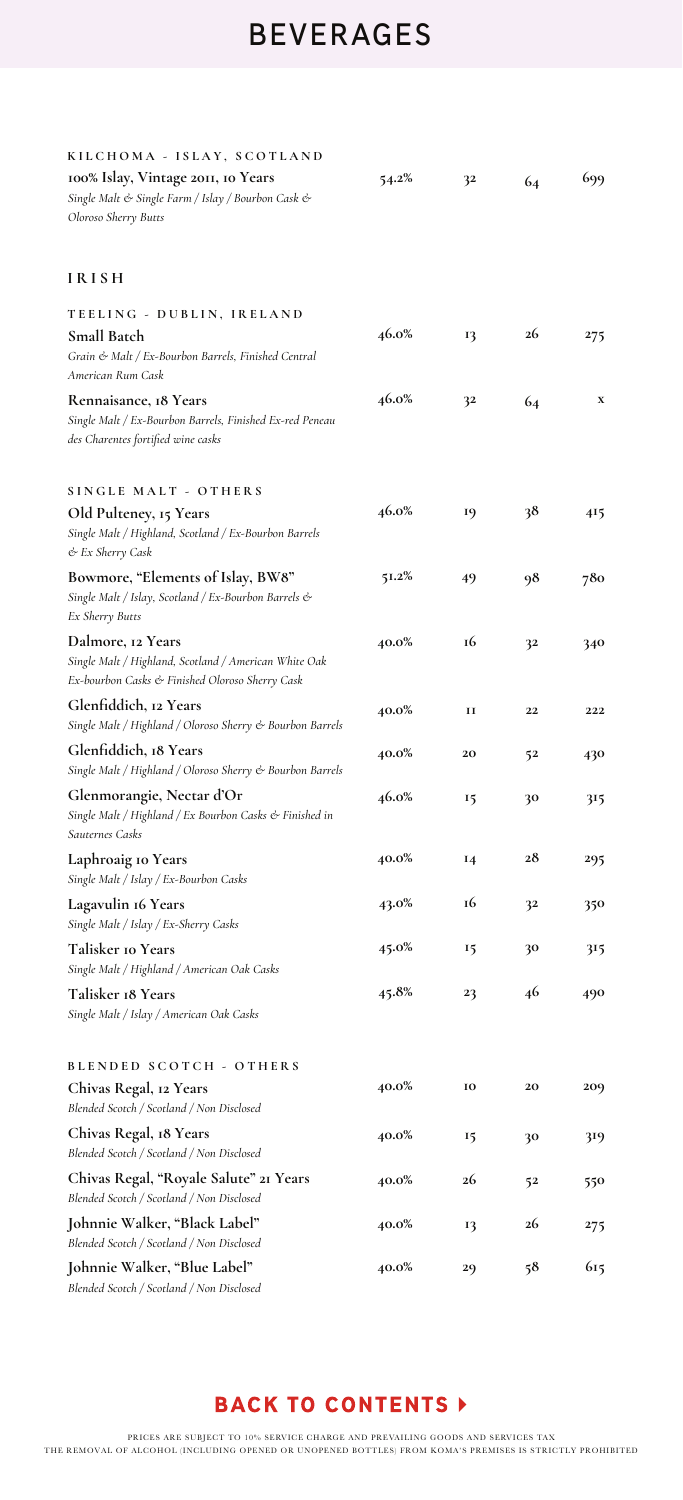# BEVERAGES

## KILCHOMA - ISLAY, SCOTLAND

| | | | | |
|---|---|---|---|---|
| **100% Islay, Vintage 2011, 10 Years**<br>*Single Malt & Single Farm / Islay / Bourbon Cask & Oloroso Sherry Butts* | 54.2% | 32 | 64 | 699 |

## IRISH

### TEELING - DUBLIN, IRELAND

| | | | | |
|---|---|---|---|---|
| **Small Batch**<br>*Grain & Malt / Ex-Bourbon Barrels, Finished Central American Rum Cask* | 46.0% | 13 | 26 | 275 |
| **Rennaisance, 18 Years**<br>*Single Malt / Ex-Bourbon Barrels, Finished Ex-red Peneau des Charentes fortified wine casks* | 46.0% | 32 | 64 | x |

### SINGLE MALT - OTHERS

| | | | | |
|---|---|---|---|---|
| **Old Pulteney, 15 Years**<br>*Single Malt / Highland, Scotland / Ex-Bourbon Barrels & Ex Sherry Cask* | 46.0% | 19 | 38 | 415 |
| **Bowmore, "Elements of Islay, BW8"**<br>*Single Malt / Islay, Scotland / Ex-Bourbon Barrels & Ex Sherry Butts* | 51.2% | 49 | 98 | 780 |
| **Dalmore, 12 Years**<br>*Single Malt / Highland, Scotland / American White Oak Ex-bourbon Casks & Finished Oloroso Sherry Cask* | 40.0% | 16 | 32 | 340 |
| **Glenfiddich, 12 Years**<br>*Single Malt / Highland / Oloroso Sherry & Bourbon Barrels* | 40.0% | 11 | 22 | 222 |
| **Glenfiddich, 18 Years**<br>*Single Malt / Highland / Oloroso Sherry & Bourbon Barrels* | 40.0% | 20 | 52 | 430 |
| **Glenmorangie, Nectar d'Or**<br>*Single Malt / Highland / Ex Bourbon Casks & Finished in Sauternes Casks* | 46.0% | 15 | 30 | 315 |
| **Laphroaig 10 Years**<br>*Single Malt / Islay / Ex-Bourbon Casks* | 40.0% | 14 | 28 | 295 |
| **Lagavulin 16 Years**<br>*Single Malt / Islay / Ex-Sherry Casks* | 43.0% | 16 | 32 | 350 |
| **Talisker 10 Years**<br>*Single Malt / Highland / American Oak Casks* | 45.0% | 15 | 30 | 315 |
| **Talisker 18 Years**<br>*Single Malt / Islay / American Oak Casks* | 45.8% | 23 | 46 | 490 |

### BLENDED SCOTCH - OTHERS

| | | | | |
|---|---|---|---|---|
| **Chivas Regal, 12 Years**<br>*Blended Scotch / Scotland / Non Disclosed* | 40.0% | 10 | 20 | 209 |
| **Chivas Regal, 18 Years**<br>*Blended Scotch / Scotland / Non Disclosed* | 40.0% | 15 | 30 | 319 |
| **Chivas Regal, "Royale Salute" 21 Years**<br>*Blended Scotch / Scotland / Non Disclosed* | 40.0% | 26 | 52 | 550 |
| **Johnnie Walker, "Black Label"**<br>*Blended Scotch / Scotland / Non Disclosed* | 40.0% | 13 | 26 | 275 |
| **Johnnie Walker, "Blue Label"**<br>*Blended Scotch / Scotland / Non Disclosed* | 40.0% | 29 | 58 | 615 |

**BACK TO CONTENTS ▸**

PRICES ARE SUBJECT TO 10% SERVICE CHARGE AND PREVAILING GOODS AND SERVICES TAX
THE REMOVAL OF ALCOHOL (INCLUDING OPENED OR UNOPENED BOTTLES) FROM KOMA'S PREMISES IS STRICTLY PROHIBITED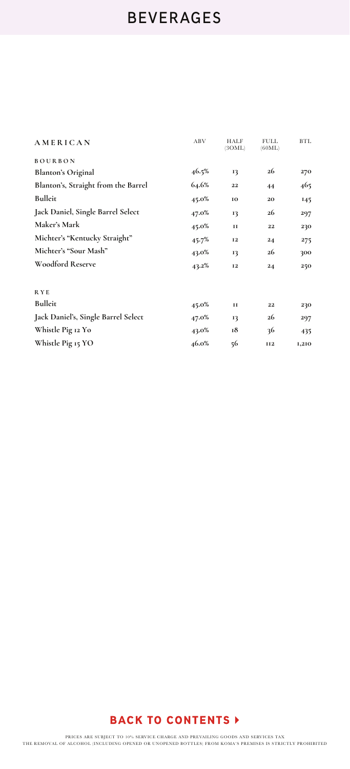# BEVERAGES

| AMERICAN | ABV | HALF (30ML) | FULL (60ML) | BTL |
|---|---|---|---|---|
| **BOURBON** | | | | |
| **Blanton's Original** | 46.5% | 13 | 26 | 270 |
| **Blanton's, Straight from the Barrel** | 64.6% | 22 | 44 | 465 |
| **Bulleit** | 45.0% | 10 | 20 | 145 |
| **Jack Daniel, Single Barrel Select** | 47.0% | 13 | 26 | 297 |
| **Maker's Mark** | 45.0% | 11 | 22 | 230 |
| **Michter's "Kentucky Straight"** | 45.7% | 12 | 24 | 275 |
| **Michter's "Sour Mash"** | 43.0% | 13 | 26 | 300 |
| **Woodford Reserve** | 43.2% | 12 | 24 | 250 |
| **RYE** | | | | |
| **Bulleit** | 45.0% | 11 | 22 | 230 |
| **Jack Daniel's, Single Barrel Select** | 47.0% | 13 | 26 | 297 |
| **Whistle Pig 12 Yo** | 43.0% | 18 | 36 | 435 |
| **Whistle Pig 15 YO** | 46.0% | 56 | 112 | 1,210 |

**BACK TO CONTENTS ▸**

PRICES ARE SUBJECT TO 10% SERVICE CHARGE AND PREVAILING GOODS AND SERVICES TAX
THE REMOVAL OF ALCOHOL (INCLUDING OPENED OR UNOPENED BOTTLES) FROM KOMA'S PREMISES IS STRICTLY PROHIBITED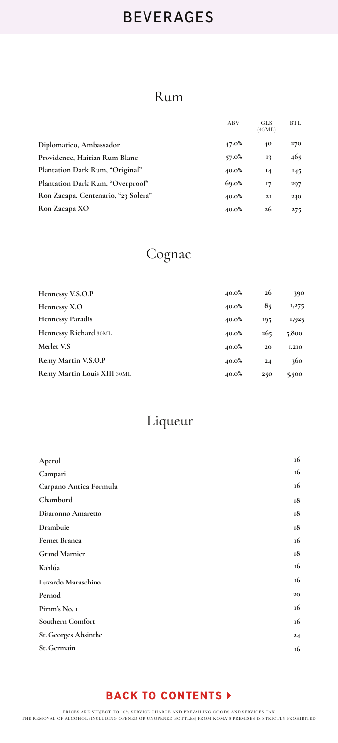# BEVERAGES

## Rum

| | ABV | GLS (45ML) | BTL |
|---|---|---|---|
| **Diplomatico, Ambassador** | 47.0% | 40 | 270 |
| **Providence, Haitian Rum Blanc** | 57.0% | 13 | 465 |
| **Plantation Dark Rum, "Original"** | 40.0% | 14 | 145 |
| **Plantation Dark Rum, "Overproof"** | 69.0% | 17 | 297 |
| **Ron Zacapa, Centenario, "23 Solera"** | 40.0% | 21 | 230 |
| **Ron Zacapa XO** | 40.0% | 26 | 275 |

## Cognac

| | | | |
|---|---|---|---|
| **Hennessy V.S.O.P** | 40.0% | 26 | 390 |
| **Hennessy X.O** | 40.0% | 85 | 1,275 |
| **Hennessy Paradis** | 40.0% | 195 | 1,925 |
| **Hennessy Richard** 30ML | 40.0% | 265 | 5,800 |
| **Merlet V.S** | 40.0% | 20 | 1,210 |
| **Remy Martin V.S.O.P** | 40.0% | 24 | 360 |
| **Remy Martin Louis XIII** 30ML | 40.0% | 250 | 5,500 |

## Liqueur

| | |
|---|---|
| **Aperol** | 16 |
| **Campari** | 16 |
| **Carpano Antica Formula** | 16 |
| **Chambord** | 18 |
| **Disaronno Amaretto** | 18 |
| **Drambuie** | 18 |
| **Fernet Branca** | 16 |
| **Grand Marnier** | 18 |
| **Kahlúa** | 16 |
| **Luxardo Maraschino** | 16 |
| **Pernod** | 20 |
| **Pimm's No. 1** | 16 |
| **Southern Comfort** | 16 |
| **St. Georges Absinthe** | 24 |
| **St. Germain** | 16 |

**BACK TO CONTENTS ▸**

PRICES ARE SUBJECT TO 10% SERVICE CHARGE AND PREVAILING GOODS AND SERVICES TAX
THE REMOVAL OF ALCOHOL (INCLUDING OPENED OR UNOPENED BOTTLES) FROM KOMA'S PREMISES IS STRICTLY PROHIBITED